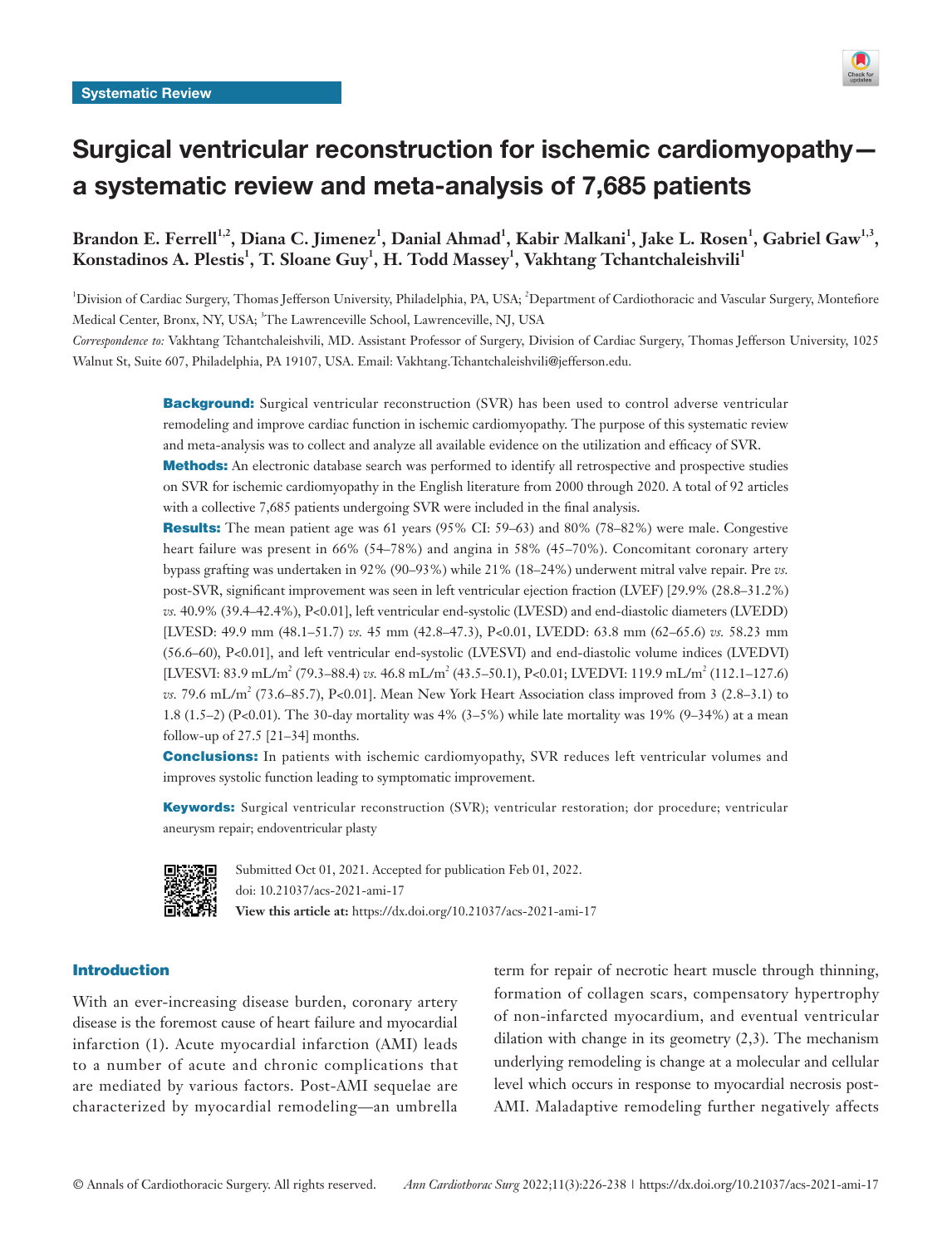Systematic Review

# Surgical ventricular reconstruction for ischemic cardiomyopathy—a systematic review and meta-analysis of 7,685 patients

**Brandon E. Ferrell[1,2], Diana C. Jimenez[1], Danial Ahmad[1], Kabir Malkani[1], Jake L. Rosen[1], Gabriel Gaw[1,3], Konstadinos A. Plestis[1], T. Sloane Guy[1], H. Todd Massey[1], Vakhtang Tchantchaleishvili[1]**

[1]Division of Cardiac Surgery, Thomas Jefferson University, Philadelphia, PA, USA; [2]Department of Cardiothoracic and Vascular Surgery, Montefiore Medical Center, Bronx, NY, USA; [3]The Lawrenceville School, Lawrenceville, NJ, USA

*Correspondence to:* Vakhtang Tchantchaleishvili, MD. Assistant Professor of Surgery, Division of Cardiac Surgery, Thomas Jefferson University, 1025 Walnut St, Suite 607, Philadelphia, PA 19107, USA. Email: Vakhtang.Tchantchaleishvili@jefferson.edu.

**Background:** Surgical ventricular reconstruction (SVR) has been used to control adverse ventricular remodeling and improve cardiac function in ischemic cardiomyopathy. The purpose of this systematic review and meta-analysis was to collect and analyze all available evidence on the utilization and efficacy of SVR.

**Methods:** An electronic database search was performed to identify all retrospective and prospective studies on SVR for ischemic cardiomyopathy in the English literature from 2000 through 2020. A total of 92 articles with a collective 7,685 patients undergoing SVR were included in the final analysis.

**Results:** The mean patient age was 61 years (95% CI: 59–63) and 80% (78–82%) were male. Congestive heart failure was present in 66% (54–78%) and angina in 58% (45–70%). Concomitant coronary artery bypass grafting was undertaken in 92% (90–93%) while 21% (18–24%) underwent mitral valve repair. Pre *vs.* post-SVR, significant improvement was seen in left ventricular ejection fraction (LVEF) [29.9% (28.8–31.2%) *vs.* 40.9% (39.4–42.4%), P<0.01], left ventricular end-systolic (LVESD) and end-diastolic diameters (LVEDD) [LVESD: 49.9 mm (48.1–51.7) *vs.* 45 mm (42.8–47.3), P<0.01, LVEDD: 63.8 mm (62–65.6) *vs.* 58.23 mm (56.6–60), P<0.01], and left ventricular end-systolic (LVESVI) and end-diastolic volume indices (LVEDVI) [LVESVI: 83.9 mL/m$^2$ (79.3–88.4) *vs.* 46.8 mL/m$^2$ (43.5–50.1), P<0.01; LVEDVI: 119.9 mL/m$^2$ (112.1–127.6) *vs.* 79.6 mL/m$^2$ (73.6–85.7), P<0.01]. Mean New York Heart Association class improved from 3 (2.8–3.1) to 1.8 (1.5–2) (P<0.01). The 30-day mortality was 4% (3–5%) while late mortality was 19% (9–34%) at a mean follow-up of 27.5 [21–34] months.

**Conclusions:** In patients with ischemic cardiomyopathy, SVR reduces left ventricular volumes and improves systolic function leading to symptomatic improvement.

**Keywords:** Surgical ventricular reconstruction (SVR); ventricular restoration; dor procedure; ventricular aneurysm repair; endoventricular plasty

Submitted Oct 01, 2021. Accepted for publication Feb 01, 2022.
doi: 10.21037/acs-2021-ami-17
**View this article at:** https://dx.doi.org/10.21037/acs-2021-ami-17

## Introduction

With an ever-increasing disease burden, coronary artery disease is the foremost cause of heart failure and myocardial infarction (1). Acute myocardial infarction (AMI) leads to a number of acute and chronic complications that are mediated by various factors. Post-AMI sequelae are characterized by myocardial remodeling—an umbrella term for repair of necrotic heart muscle through thinning, formation of collagen scars, compensatory hypertrophy of non-infarcted myocardium, and eventual ventricular dilation with change in its geometry (2,3). The mechanism underlying remodeling is change at a molecular and cellular level which occurs in response to myocardial necrosis post-AMI. Maladaptive remodeling further negatively affects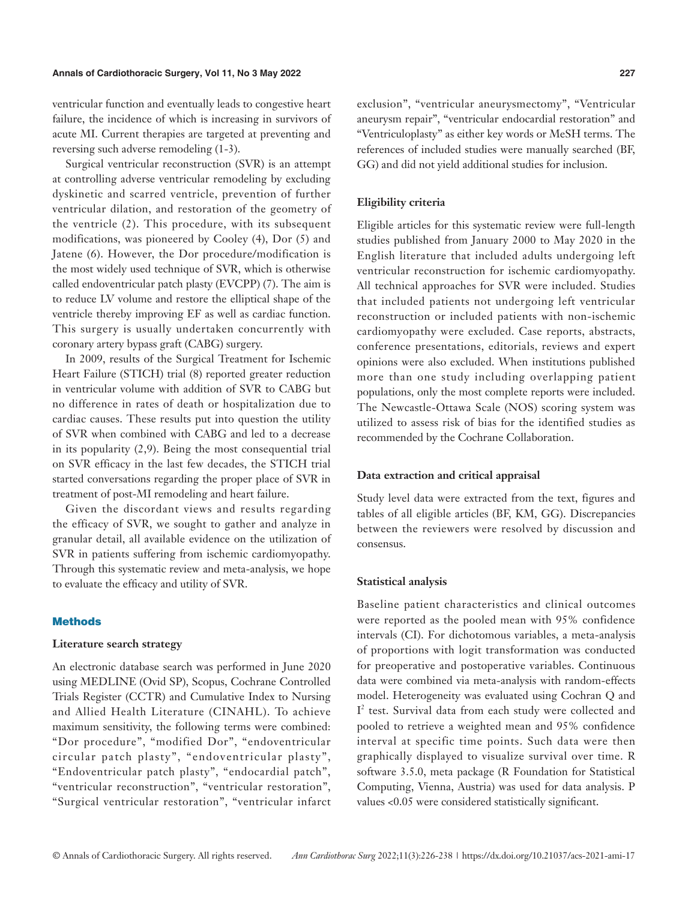ventricular function and eventually leads to congestive heart failure, the incidence of which is increasing in survivors of acute MI. Current therapies are targeted at preventing and reversing such adverse remodeling (1-3).

Surgical ventricular reconstruction (SVR) is an attempt at controlling adverse ventricular remodeling by excluding dyskinetic and scarred ventricle, prevention of further ventricular dilation, and restoration of the geometry of the ventricle (2). This procedure, with its subsequent modifications, was pioneered by Cooley (4), Dor (5) and Jatene (6). However, the Dor procedure/modification is the most widely used technique of SVR, which is otherwise called endoventricular patch plasty (EVCPP) (7). The aim is to reduce LV volume and restore the elliptical shape of the ventricle thereby improving EF as well as cardiac function. This surgery is usually undertaken concurrently with coronary artery bypass graft (CABG) surgery.

In 2009, results of the Surgical Treatment for Ischemic Heart Failure (STICH) trial (8) reported greater reduction in ventricular volume with addition of SVR to CABG but no difference in rates of death or hospitalization due to cardiac causes. These results put into question the utility of SVR when combined with CABG and led to a decrease in its popularity (2,9). Being the most consequential trial on SVR efficacy in the last few decades, the STICH trial started conversations regarding the proper place of SVR in treatment of post-MI remodeling and heart failure.

Given the discordant views and results regarding the efficacy of SVR, we sought to gather and analyze in granular detail, all available evidence on the utilization of SVR in patients suffering from ischemic cardiomyopathy. Through this systematic review and meta-analysis, we hope to evaluate the efficacy and utility of SVR.

## Methods

### Literature search strategy

An electronic database search was performed in June 2020 using MEDLINE (Ovid SP), Scopus, Cochrane Controlled Trials Register (CCTR) and Cumulative Index to Nursing and Allied Health Literature (CINAHL). To achieve maximum sensitivity, the following terms were combined: "Dor procedure", "modified Dor", "endoventricular circular patch plasty", "endoventricular plasty", "Endoventricular patch plasty", "endocardial patch", "ventricular reconstruction", "ventricular restoration", "Surgical ventricular restoration", "ventricular infarct exclusion", "ventricular aneurysmectomy", "Ventricular aneurysm repair", "ventricular endocardial restoration" and "Ventriculoplasty" as either key words or MeSH terms. The references of included studies were manually searched (BF, GG) and did not yield additional studies for inclusion.

### Eligibility criteria

Eligible articles for this systematic review were full-length studies published from January 2000 to May 2020 in the English literature that included adults undergoing left ventricular reconstruction for ischemic cardiomyopathy. All technical approaches for SVR were included. Studies that included patients not undergoing left ventricular reconstruction or included patients with non-ischemic cardiomyopathy were excluded. Case reports, abstracts, conference presentations, editorials, reviews and expert opinions were also excluded. When institutions published more than one study including overlapping patient populations, only the most complete reports were included. The Newcastle-Ottawa Scale (NOS) scoring system was utilized to assess risk of bias for the identified studies as recommended by the Cochrane Collaboration.

### Data extraction and critical appraisal

Study level data were extracted from the text, figures and tables of all eligible articles (BF, KM, GG). Discrepancies between the reviewers were resolved by discussion and consensus.

### Statistical analysis

Baseline patient characteristics and clinical outcomes were reported as the pooled mean with 95% confidence intervals (CI). For dichotomous variables, a meta-analysis of proportions with logit transformation was conducted for preoperative and postoperative variables. Continuous data were combined via meta-analysis with random-effects model. Heterogeneity was evaluated using Cochran Q and $I^2$ test. Survival data from each study were collected and pooled to retrieve a weighted mean and 95% confidence interval at specific time points. Such data were then graphically displayed to visualize survival over time. R software 3.5.0, meta package (R Foundation for Statistical Computing, Vienna, Austria) was used for data analysis. P values <0.05 were considered statistically significant.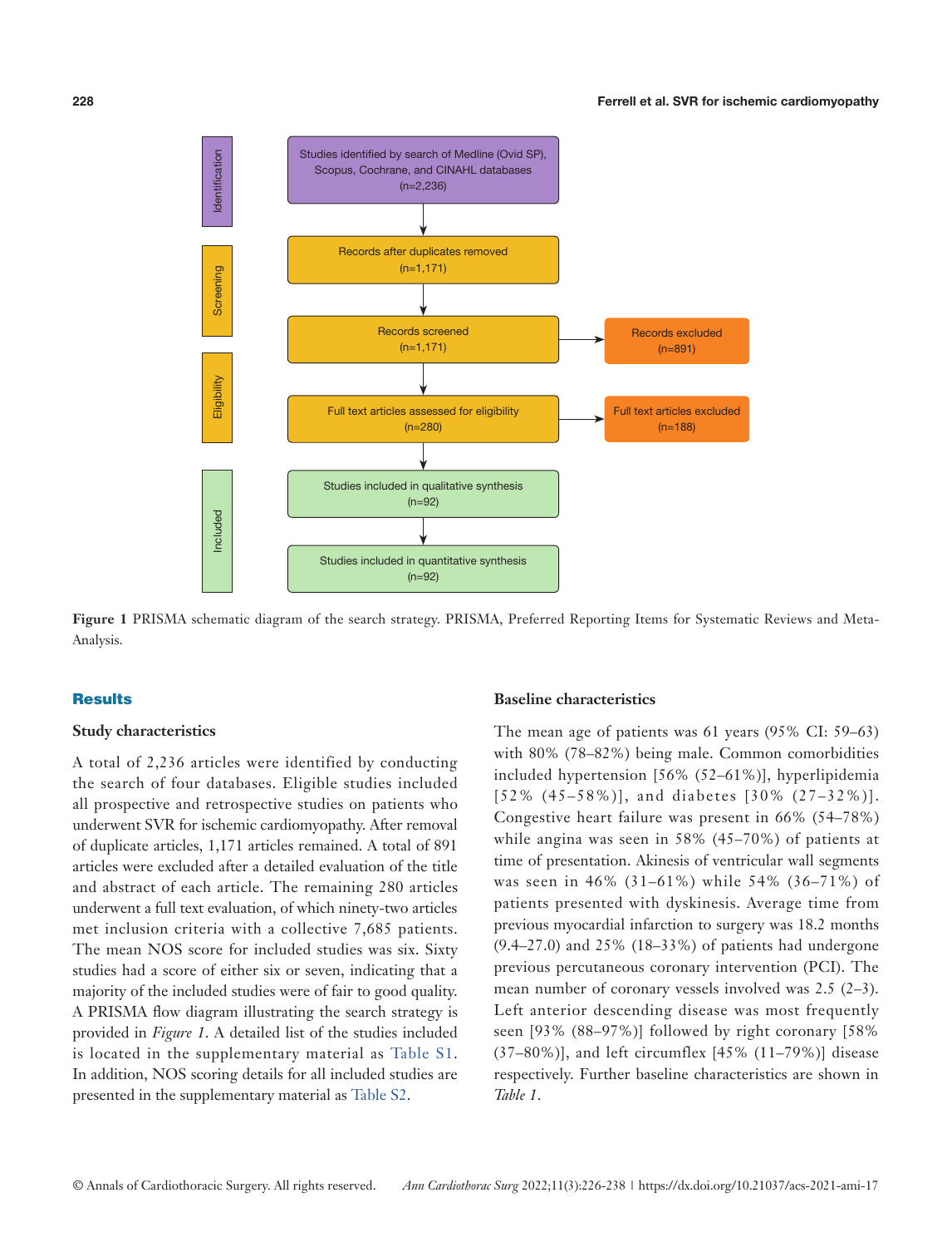Figure 1 PRISMA schematic diagram of the search strategy. PRISMA, Preferred Reporting Items for Systematic Reviews and Meta-Analysis.

## Results

### Study characteristics

A total of 2,236 articles were identified by conducting the search of four databases. Eligible studies included all prospective and retrospective studies on patients who underwent SVR for ischemic cardiomyopathy. After removal of duplicate articles, 1,171 articles remained. A total of 891 articles were excluded after a detailed evaluation of the title and abstract of each article. The remaining 280 articles underwent a full text evaluation, of which ninety-two articles met inclusion criteria with a collective 7,685 patients. The mean NOS score for included studies was six. Sixty studies had a score of either six or seven, indicating that a majority of the included studies were of fair to good quality. A PRISMA flow diagram illustrating the search strategy is provided in *Figure 1*. A detailed list of the studies included is located in the supplementary material as Table S1. In addition, NOS scoring details for all included studies are presented in the supplementary material as Table S2.

### Baseline characteristics

The mean age of patients was 61 years (95% CI: 59–63) with 80% (78–82%) being male. Common comorbidities included hypertension [56% (52–61%)], hyperlipidemia [52% (45–58%)], and diabetes [30% (27–32%)]. Congestive heart failure was present in 66% (54–78%) while angina was seen in 58% (45–70%) of patients at time of presentation. Akinesis of ventricular wall segments was seen in 46% (31–61%) while 54% (36–71%) of patients presented with dyskinesis. Average time from previous myocardial infarction to surgery was 18.2 months (9.4–27.0) and 25% (18–33%) of patients had undergone previous percutaneous coronary intervention (PCI). The mean number of coronary vessels involved was 2.5 (2–3). Left anterior descending disease was most frequently seen [93% (88–97%)] followed by right coronary [58% (37–80%)], and left circumflex [45% (11–79%)] disease respectively. Further baseline characteristics are shown in *Table 1*.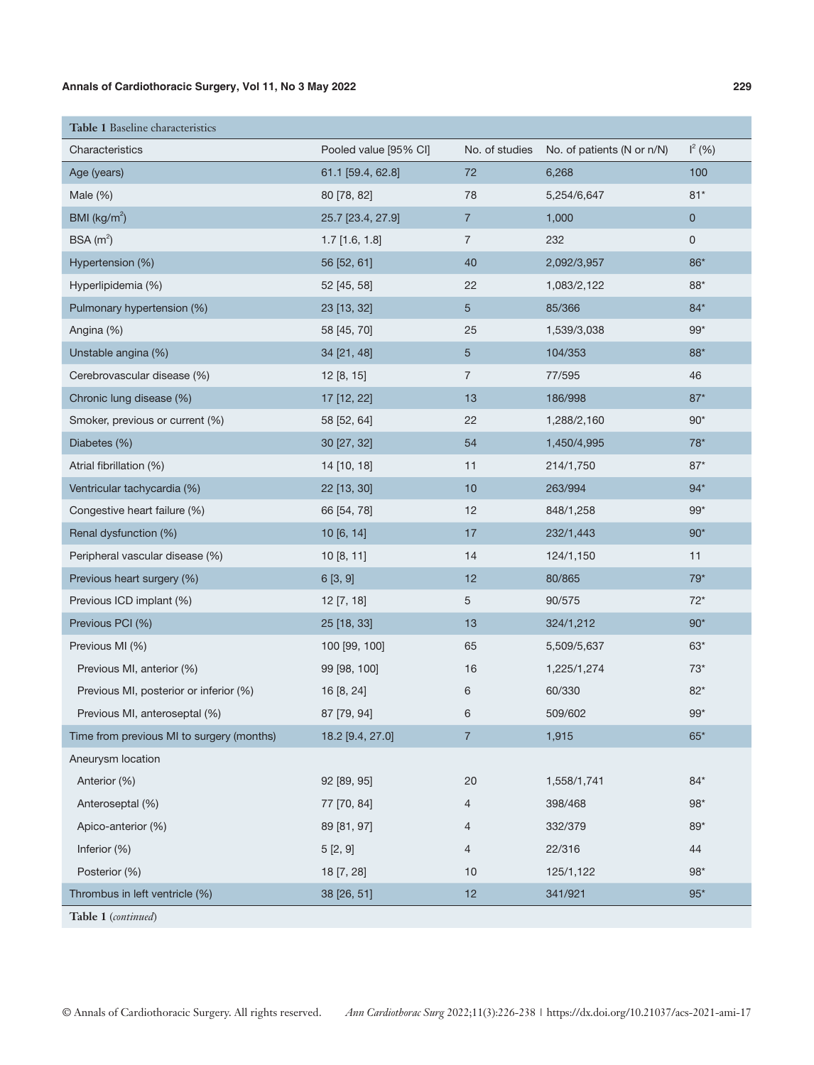**Table 1** Baseline characteristics

| Characteristics | Pooled value [95% CI] | No. of studies | No. of patients (N or n/N) | $I^2$ (%) |
|---|---|---|---|---|
| Age (years) | 61.1 [59.4, 62.8] | 72 | 6,268 | 100 |
| Male (%) | 80 [78, 82] | 78 | 5,254/6,647 | 81* |
| BMI (kg/m$^2$) | 25.7 [23.4, 27.9] | 7 | 1,000 | 0 |
| BSA (m$^2$) | 1.7 [1.6, 1.8] | 7 | 232 | 0 |
| Hypertension (%) | 56 [52, 61] | 40 | 2,092/3,957 | 86* |
| Hyperlipidemia (%) | 52 [45, 58] | 22 | 1,083/2,122 | 88* |
| Pulmonary hypertension (%) | 23 [13, 32] | 5 | 85/366 | 84* |
| Angina (%) | 58 [45, 70] | 25 | 1,539/3,038 | 99* |
| Unstable angina (%) | 34 [21, 48] | 5 | 104/353 | 88* |
| Cerebrovascular disease (%) | 12 [8, 15] | 7 | 77/595 | 46 |
| Chronic lung disease (%) | 17 [12, 22] | 13 | 186/998 | 87* |
| Smoker, previous or current (%) | 58 [52, 64] | 22 | 1,288/2,160 | 90* |
| Diabetes (%) | 30 [27, 32] | 54 | 1,450/4,995 | 78* |
| Atrial fibrillation (%) | 14 [10, 18] | 11 | 214/1,750 | 87* |
| Ventricular tachycardia (%) | 22 [13, 30] | 10 | 263/994 | 94* |
| Congestive heart failure (%) | 66 [54, 78] | 12 | 848/1,258 | 99* |
| Renal dysfunction (%) | 10 [6, 14] | 17 | 232/1,443 | 90* |
| Peripheral vascular disease (%) | 10 [8, 11] | 14 | 124/1,150 | 11 |
| Previous heart surgery (%) | 6 [3, 9] | 12 | 80/865 | 79* |
| Previous ICD implant (%) | 12 [7, 18] | 5 | 90/575 | 72* |
| Previous PCI (%) | 25 [18, 33] | 13 | 324/1,212 | 90* |
| Previous MI (%) | 100 [99, 100] | 65 | 5,509/5,637 | 63* |
| Previous MI, anterior (%) | 99 [98, 100] | 16 | 1,225/1,274 | 73* |
| Previous MI, posterior or inferior (%) | 16 [8, 24] | 6 | 60/330 | 82* |
| Previous MI, anteroseptal (%) | 87 [79, 94] | 6 | 509/602 | 99* |
| Time from previous MI to surgery (months) | 18.2 [9.4, 27.0] | 7 | 1,915 | 65* |
| Aneurysm location | | | | |
| Anterior (%) | 92 [89, 95] | 20 | 1,558/1,741 | 84* |
| Anteroseptal (%) | 77 [70, 84] | 4 | 398/468 | 98* |
| Apico-anterior (%) | 89 [81, 97] | 4 | 332/379 | 89* |
| Inferior (%) | 5 [2, 9] | 4 | 22/316 | 44 |
| Posterior (%) | 18 [7, 28] | 10 | 125/1,122 | 98* |
| Thrombus in left ventricle (%) | 38 [26, 51] | 12 | 341/921 | 95* |

**Table 1** (*continued*)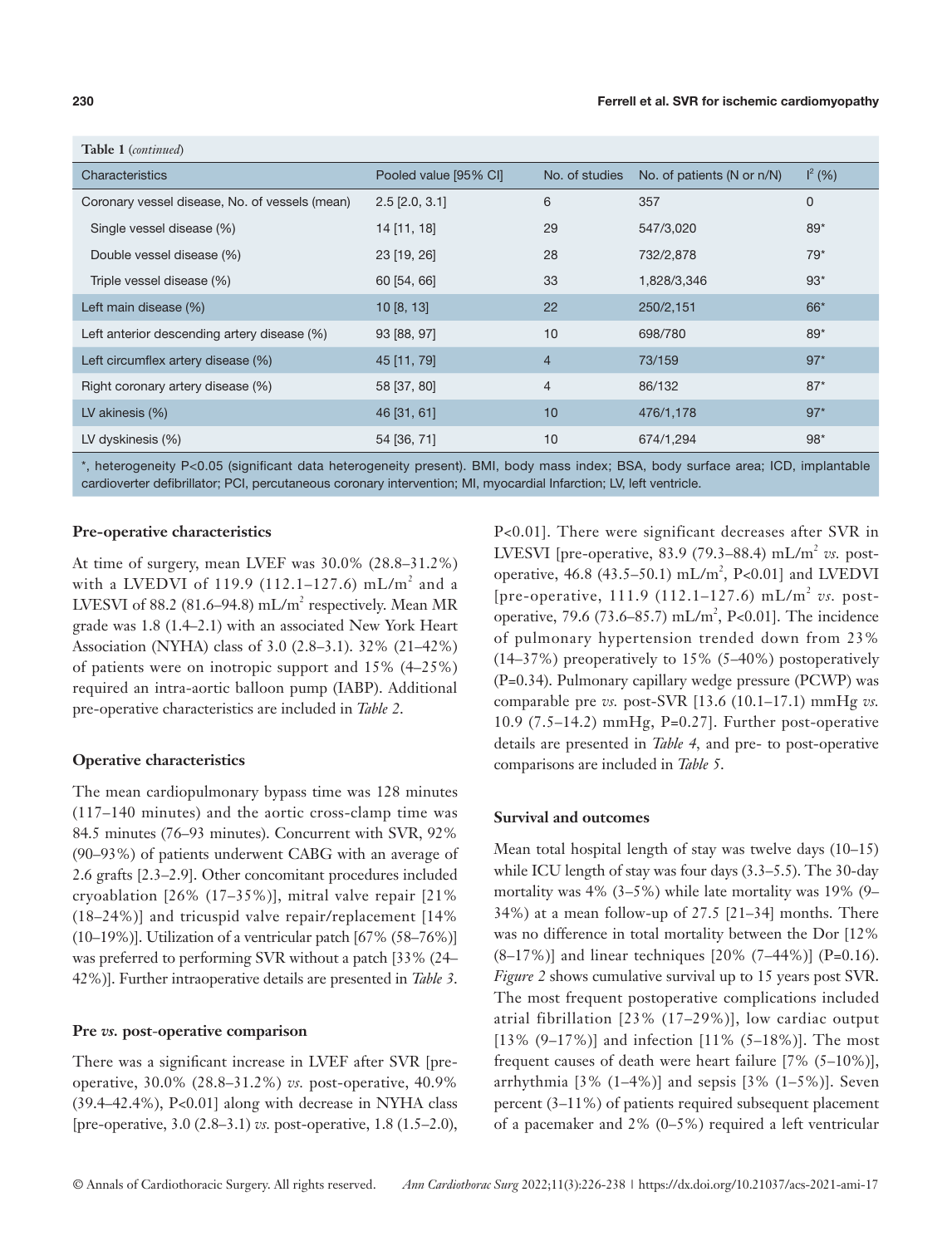**Table 1** (*continued*)

| Characteristics | Pooled value [95% CI] | No. of studies | No. of patients (N or n/N) | $I^2$ (%) |
|---|---|---|---|---|
| Coronary vessel disease, No. of vessels (mean) | 2.5 [2.0, 3.1] | 6 | 357 | 0 |
| Single vessel disease (%) | 14 [11, 18] | 29 | 547/3,020 | 89* |
| Double vessel disease (%) | 23 [19, 26] | 28 | 732/2,878 | 79* |
| Triple vessel disease (%) | 60 [54, 66] | 33 | 1,828/3,346 | 93* |
| Left main disease (%) | 10 [8, 13] | 22 | 250/2,151 | 66* |
| Left anterior descending artery disease (%) | 93 [88, 97] | 10 | 698/780 | 89* |
| Left circumflex artery disease (%) | 45 [11, 79] | 4 | 73/159 | 97* |
| Right coronary artery disease (%) | 58 [37, 80] | 4 | 86/132 | 87* |
| LV akinesis (%) | 46 [31, 61] | 10 | 476/1,178 | 97* |
| LV dyskinesis (%) | 54 [36, 71] | 10 | 674/1,294 | 98* |

*, heterogeneity P<0.05 (significant data heterogeneity present). BMI, body mass index; BSA, body surface area; ICD, implantable cardioverter defibrillator; PCI, percutaneous coronary intervention; MI, myocardial Infarction; LV, left ventricle.

### Pre-operative characteristics

At time of surgery, mean LVEF was 30.0% (28.8–31.2%) with a LVEDVI of 119.9 (112.1–127.6) mL/m$^2$ and a LVESVI of 88.2 (81.6–94.8) mL/m$^2$ respectively. Mean MR grade was 1.8 (1.4–2.1) with an associated New York Heart Association (NYHA) class of 3.0 (2.8–3.1). 32% (21–42%) of patients were on inotropic support and 15% (4–25%) required an intra-aortic balloon pump (IABP). Additional pre-operative characteristics are included in *Table 2*.

### Operative characteristics

The mean cardiopulmonary bypass time was 128 minutes (117–140 minutes) and the aortic cross-clamp time was 84.5 minutes (76–93 minutes). Concurrent with SVR, 92% (90–93%) of patients underwent CABG with an average of 2.6 grafts [2.3–2.9]. Other concomitant procedures included cryoablation [26% (17–35%)], mitral valve repair [21% (18–24%)] and tricuspid valve repair/replacement [14% (10–19%)]. Utilization of a ventricular patch [67% (58–76%)] was preferred to performing SVR without a patch [33% (24–42%)]. Further intraoperative details are presented in *Table 3*.

### Pre *vs.* post-operative comparison

There was a significant increase in LVEF after SVR [pre-operative, 30.0% (28.8–31.2%) *vs.* post-operative, 40.9% (39.4–42.4%), P<0.01] along with decrease in NYHA class [pre-operative, 3.0 (2.8–3.1) *vs.* post-operative, 1.8 (1.5–2.0), P<0.01]. There were significant decreases after SVR in LVESVI [pre-operative, 83.9 (79.3–88.4) mL/m$^2$ *vs.* post-operative, 46.8 (43.5–50.1) mL/m$^2$, P<0.01] and LVEDVI [pre-operative, 111.9 (112.1–127.6) mL/m$^2$ *vs.* post-operative, 79.6 (73.6–85.7) mL/m$^2$, P<0.01]. The incidence of pulmonary hypertension trended down from 23% (14–37%) preoperatively to 15% (5–40%) postoperatively (P=0.34). Pulmonary capillary wedge pressure (PCWP) was comparable pre *vs.* post-SVR [13.6 (10.1–17.1) mmHg *vs.* 10.9 (7.5–14.2) mmHg, P=0.27]. Further post-operative details are presented in *Table 4*, and pre- to post-operative comparisons are included in *Table 5*.

### Survival and outcomes

Mean total hospital length of stay was twelve days (10–15) while ICU length of stay was four days (3.3–5.5). The 30-day mortality was 4% (3–5%) while late mortality was 19% (9–34%) at a mean follow-up of 27.5 [21–34] months. There was no difference in total mortality between the Dor [12% (8–17%)] and linear techniques [20% (7–44%)] (P=0.16). *Figure 2* shows cumulative survival up to 15 years post SVR. The most frequent postoperative complications included atrial fibrillation [23% (17–29%)], low cardiac output [13% (9–17%)] and infection [11% (5–18%)]. The most frequent causes of death were heart failure [7% (5–10%)], arrhythmia [3% (1–4%)] and sepsis [3% (1–5%)]. Seven percent (3–11%) of patients required subsequent placement of a pacemaker and 2% (0–5%) required a left ventricular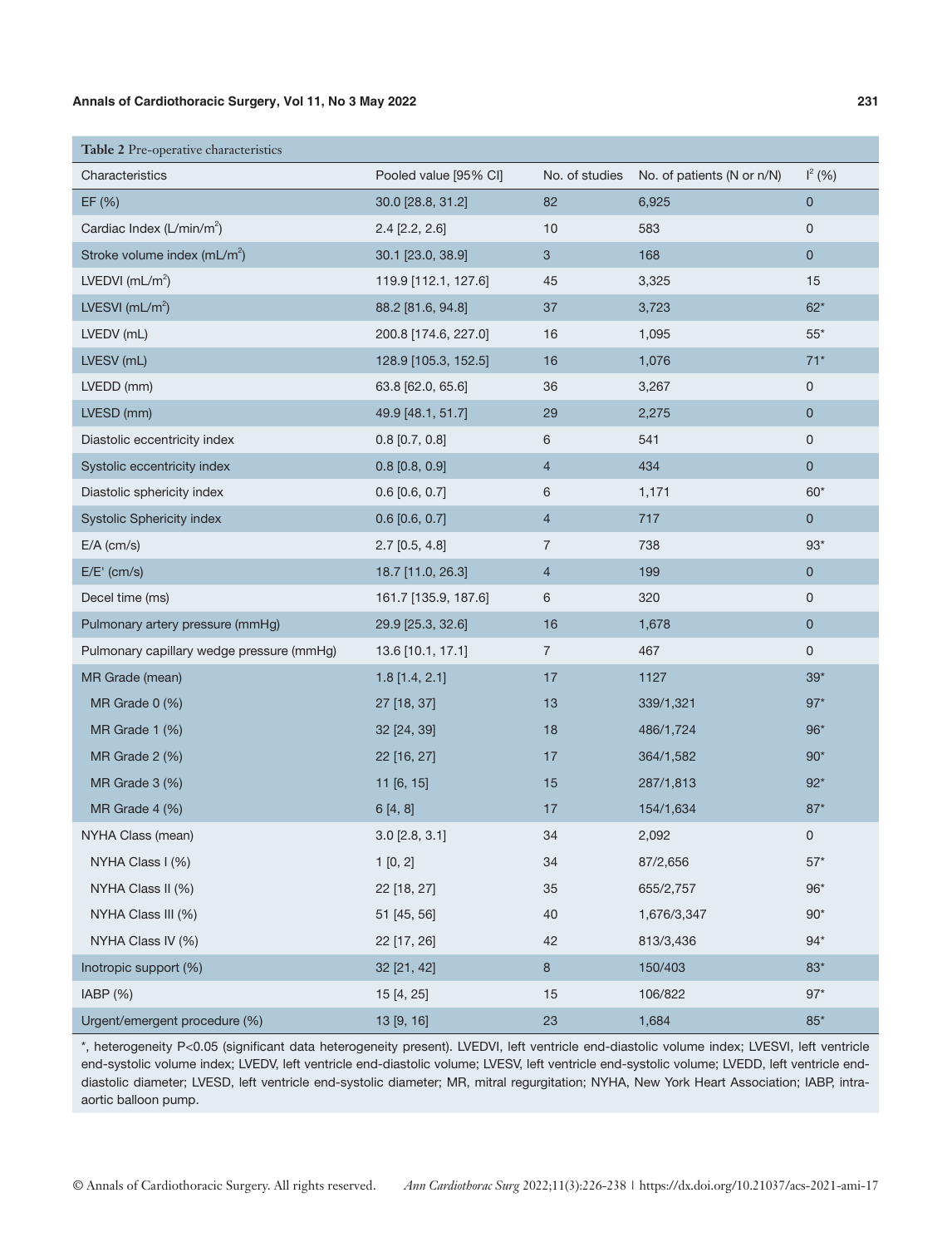**Table 2** Pre-operative characteristics

| Characteristics | Pooled value [95% CI] | No. of studies | No. of patients (N or n/N) | $I^2$ (%) |
|---|---|---|---|---|
| EF (%) | 30.0 [28.8, 31.2] | 82 | 6,925 | 0 |
| Cardiac Index (L/min/m$^2$) | 2.4 [2.2, 2.6] | 10 | 583 | 0 |
| Stroke volume index (mL/m$^2$) | 30.1 [23.0, 38.9] | 3 | 168 | 0 |
| LVEDVI (mL/m$^2$) | 119.9 [112.1, 127.6] | 45 | 3,325 | 15 |
| LVESVI (mL/m$^2$) | 88.2 [81.6, 94.8] | 37 | 3,723 | 62* |
| LVEDV (mL) | 200.8 [174.6, 227.0] | 16 | 1,095 | 55* |
| LVESV (mL) | 128.9 [105.3, 152.5] | 16 | 1,076 | 71* |
| LVEDD (mm) | 63.8 [62.0, 65.6] | 36 | 3,267 | 0 |
| LVESD (mm) | 49.9 [48.1, 51.7] | 29 | 2,275 | 0 |
| Diastolic eccentricity index | 0.8 [0.7, 0.8] | 6 | 541 | 0 |
| Systolic eccentricity index | 0.8 [0.8, 0.9] | 4 | 434 | 0 |
| Diastolic sphericity index | 0.6 [0.6, 0.7] | 6 | 1,171 | 60* |
| Systolic Sphericity index | 0.6 [0.6, 0.7] | 4 | 717 | 0 |
| E/A (cm/s) | 2.7 [0.5, 4.8] | 7 | 738 | 93* |
| E/E' (cm/s) | 18.7 [11.0, 26.3] | 4 | 199 | 0 |
| Decel time (ms) | 161.7 [135.9, 187.6] | 6 | 320 | 0 |
| Pulmonary artery pressure (mmHg) | 29.9 [25.3, 32.6] | 16 | 1,678 | 0 |
| Pulmonary capillary wedge pressure (mmHg) | 13.6 [10.1, 17.1] | 7 | 467 | 0 |
| MR Grade (mean) | 1.8 [1.4, 2.1] | 17 | 1127 | 39* |
| MR Grade 0 (%) | 27 [18, 37] | 13 | 339/1,321 | 97* |
| MR Grade 1 (%) | 32 [24, 39] | 18 | 486/1,724 | 96* |
| MR Grade 2 (%) | 22 [16, 27] | 17 | 364/1,582 | 90* |
| MR Grade 3 (%) | 11 [6, 15] | 15 | 287/1,813 | 92* |
| MR Grade 4 (%) | 6 [4, 8] | 17 | 154/1,634 | 87* |
| NYHA Class (mean) | 3.0 [2.8, 3.1] | 34 | 2,092 | 0 |
| NYHA Class I (%) | 1 [0, 2] | 34 | 87/2,656 | 57* |
| NYHA Class II (%) | 22 [18, 27] | 35 | 655/2,757 | 96* |
| NYHA Class III (%) | 51 [45, 56] | 40 | 1,676/3,347 | 90* |
| NYHA Class IV (%) | 22 [17, 26] | 42 | 813/3,436 | 94* |
| Inotropic support (%) | 32 [21, 42] | 8 | 150/403 | 83* |
| IABP (%) | 15 [4, 25] | 15 | 106/822 | 97* |
| Urgent/emergent procedure (%) | 13 [9, 16] | 23 | 1,684 | 85* |

*, heterogeneity P<0.05 (significant data heterogeneity present). LVEDVI, left ventricle end-diastolic volume index; LVESVI, left ventricle end-systolic volume index; LVEDV, left ventricle end-diastolic volume; LVESV, left ventricle end-systolic volume; LVEDD, left ventricle end-diastolic diameter; LVESD, left ventricle end-systolic diameter; MR, mitral regurgitation; NYHA, New York Heart Association; IABP, intra-aortic balloon pump.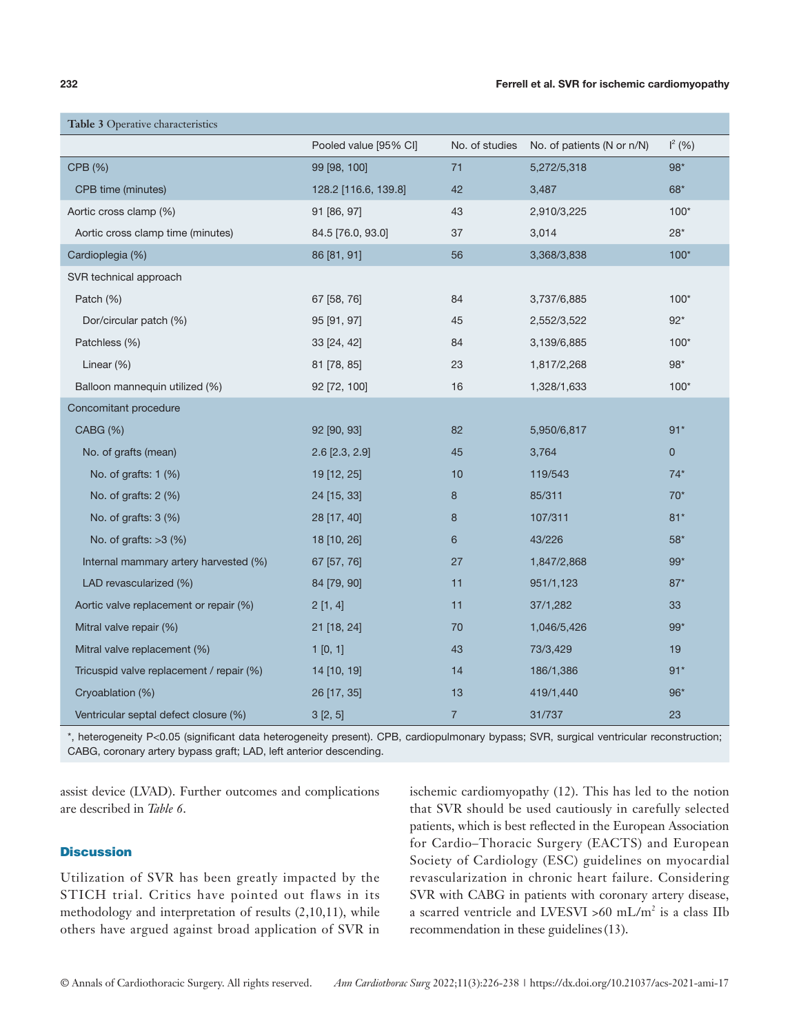**Table 3** Operative characteristics

| | Pooled value [95% CI] | No. of studies | No. of patients (N or n/N) | $I^2$ (%) |
|---|---|---|---|---|
| CPB (%) | 99 [98, 100] | 71 | 5,272/5,318 | 98* |
| CPB time (minutes) | 128.2 [116.6, 139.8] | 42 | 3,487 | 68* |
| Aortic cross clamp (%) | 91 [86, 97] | 43 | 2,910/3,225 | 100* |
| Aortic cross clamp time (minutes) | 84.5 [76.0, 93.0] | 37 | 3,014 | 28* |
| Cardioplegia (%) | 86 [81, 91] | 56 | 3,368/3,838 | 100* |
| SVR technical approach | | | | |
| Patch (%) | 67 [58, 76] | 84 | 3,737/6,885 | 100* |
| Dor/circular patch (%) | 95 [91, 97] | 45 | 2,552/3,522 | 92* |
| Patchless (%) | 33 [24, 42] | 84 | 3,139/6,885 | 100* |
| Linear (%) | 81 [78, 85] | 23 | 1,817/2,268 | 98* |
| Balloon mannequin utilized (%) | 92 [72, 100] | 16 | 1,328/1,633 | 100* |
| Concomitant procedure | | | | |
| CABG (%) | 92 [90, 93] | 82 | 5,950/6,817 | 91* |
| No. of grafts (mean) | 2.6 [2.3, 2.9] | 45 | 3,764 | 0 |
| No. of grafts: 1 (%) | 19 [12, 25] | 10 | 119/543 | 74* |
| No. of grafts: 2 (%) | 24 [15, 33] | 8 | 85/311 | 70* |
| No. of grafts: 3 (%) | 28 [17, 40] | 8 | 107/311 | 81* |
| No. of grafts: >3 (%) | 18 [10, 26] | 6 | 43/226 | 58* |
| Internal mammary artery harvested (%) | 67 [57, 76] | 27 | 1,847/2,868 | 99* |
| LAD revascularized (%) | 84 [79, 90] | 11 | 951/1,123 | 87* |
| Aortic valve replacement or repair (%) | 2 [1, 4] | 11 | 37/1,282 | 33 |
| Mitral valve repair (%) | 21 [18, 24] | 70 | 1,046/5,426 | 99* |
| Mitral valve replacement (%) | 1 [0, 1] | 43 | 73/3,429 | 19 |
| Tricuspid valve replacement / repair (%) | 14 [10, 19] | 14 | 186/1,386 | 91* |
| Cryoablation (%) | 26 [17, 35] | 13 | 419/1,440 | 96* |
| Ventricular septal defect closure (%) | 3 [2, 5] | 7 | 31/737 | 23 |

*, heterogeneity P<0.05 (significant data heterogeneity present). CPB, cardiopulmonary bypass; SVR, surgical ventricular reconstruction; CABG, coronary artery bypass graft; LAD, left anterior descending.

assist device (LVAD). Further outcomes and complications are described in *Table 6*.

## Discussion

Utilization of SVR has been greatly impacted by the STICH trial. Critics have pointed out flaws in its methodology and interpretation of results (2,10,11), while others have argued against broad application of SVR in ischemic cardiomyopathy (12). This has led to the notion that SVR should be used cautiously in carefully selected patients, which is best reflected in the European Association for Cardio–Thoracic Surgery (EACTS) and European Society of Cardiology (ESC) guidelines on myocardial revascularization in chronic heart failure. Considering SVR with CABG in patients with coronary artery disease, a scarred ventricle and LVESVI >60 mL/m$^2$ is a class IIb recommendation in these guidelines (13).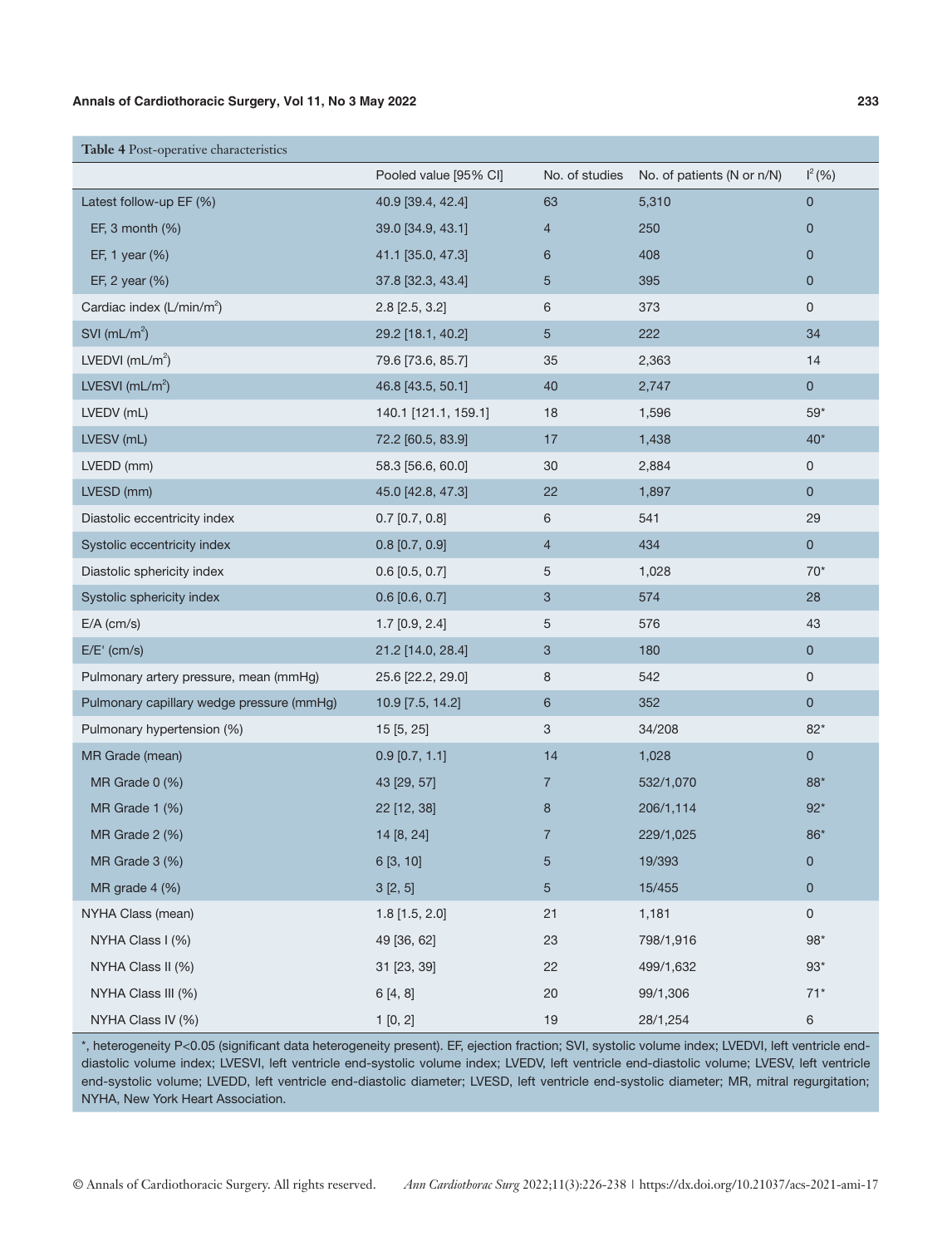**Table 4** Post-operative characteristics

|  | Pooled value [95% CI] | No. of studies | No. of patients (N or n/N) | $I^2$ (%) |
|---|---|---|---|---|
| Latest follow-up EF (%) | 40.9 [39.4, 42.4] | 63 | 5,310 | 0 |
| EF, 3 month (%) | 39.0 [34.9, 43.1] | 4 | 250 | 0 |
| EF, 1 year (%) | 41.1 [35.0, 47.3] | 6 | 408 | 0 |
| EF, 2 year (%) | 37.8 [32.3, 43.4] | 5 | 395 | 0 |
| Cardiac index (L/min/$m^2$) | 2.8 [2.5, 3.2] | 6 | 373 | 0 |
| SVI (mL/$m^2$) | 29.2 [18.1, 40.2] | 5 | 222 | 34 |
| LVEDVI (mL/$m^2$) | 79.6 [73.6, 85.7] | 35 | 2,363 | 14 |
| LVESVI (mL/$m^2$) | 46.8 [43.5, 50.1] | 40 | 2,747 | 0 |
| LVEDV (mL) | 140.1 [121.1, 159.1] | 18 | 1,596 | 59* |
| LVESV (mL) | 72.2 [60.5, 83.9] | 17 | 1,438 | 40* |
| LVEDD (mm) | 58.3 [56.6, 60.0] | 30 | 2,884 | 0 |
| LVESD (mm) | 45.0 [42.8, 47.3] | 22 | 1,897 | 0 |
| Diastolic eccentricity index | 0.7 [0.7, 0.8] | 6 | 541 | 29 |
| Systolic eccentricity index | 0.8 [0.7, 0.9] | 4 | 434 | 0 |
| Diastolic sphericity index | 0.6 [0.5, 0.7] | 5 | 1,028 | 70* |
| Systolic sphericity index | 0.6 [0.6, 0.7] | 3 | 574 | 28 |
| E/A (cm/s) | 1.7 [0.9, 2.4] | 5 | 576 | 43 |
| E/E' (cm/s) | 21.2 [14.0, 28.4] | 3 | 180 | 0 |
| Pulmonary artery pressure, mean (mmHg) | 25.6 [22.2, 29.0] | 8 | 542 | 0 |
| Pulmonary capillary wedge pressure (mmHg) | 10.9 [7.5, 14.2] | 6 | 352 | 0 |
| Pulmonary hypertension (%) | 15 [5, 25] | 3 | 34/208 | 82* |
| MR Grade (mean) | 0.9 [0.7, 1.1] | 14 | 1,028 | 0 |
| MR Grade 0 (%) | 43 [29, 57] | 7 | 532/1,070 | 88* |
| MR Grade 1 (%) | 22 [12, 38] | 8 | 206/1,114 | 92* |
| MR Grade 2 (%) | 14 [8, 24] | 7 | 229/1,025 | 86* |
| MR Grade 3 (%) | 6 [3, 10] | 5 | 19/393 | 0 |
| MR grade 4 (%) | 3 [2, 5] | 5 | 15/455 | 0 |
| NYHA Class (mean) | 1.8 [1.5, 2.0] | 21 | 1,181 | 0 |
| NYHA Class I (%) | 49 [36, 62] | 23 | 798/1,916 | 98* |
| NYHA Class II (%) | 31 [23, 39] | 22 | 499/1,632 | 93* |
| NYHA Class III (%) | 6 [4, 8] | 20 | 99/1,306 | 71* |
| NYHA Class IV (%) | 1 [0, 2] | 19 | 28/1,254 | 6 |

*, heterogeneity P<0.05 (significant data heterogeneity present). EF, ejection fraction; SVI, systolic volume index; LVEDVI, left ventricle end-diastolic volume index; LVESVI, left ventricle end-systolic volume index; LVEDV, left ventricle end-diastolic volume; LVESV, left ventricle end-systolic volume; LVEDD, left ventricle end-diastolic diameter; LVESD, left ventricle end-systolic diameter; MR, mitral regurgitation; NYHA, New York Heart Association.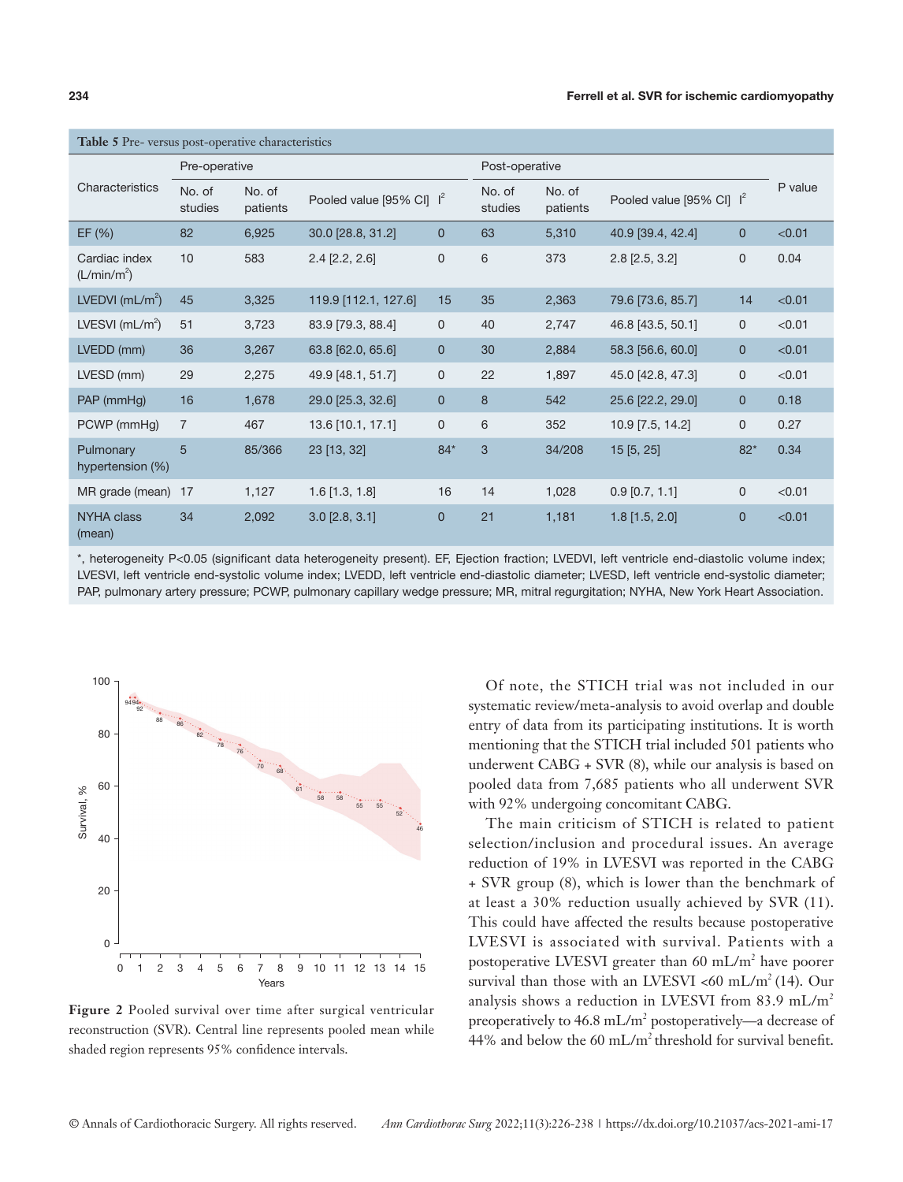**Table 5** Pre- versus post-operative characteristics

| Characteristics | Pre-operative | | | | Post-operative | | | | P value |
|---|---|---|---|---|---|---|---|---|---|
| | No. of studies | No. of patients | Pooled value [95% CI] | $I^2$ | No. of studies | No. of patients | Pooled value [95% CI] | $I^2$ | |
| EF (%) | 82 | 6,925 | 30.0 [28.8, 31.2] | 0 | 63 | 5,310 | 40.9 [39.4, 42.4] | 0 | <0.01 |
| Cardiac index (L/min/m$^2$) | 10 | 583 | 2.4 [2.2, 2.6] | 0 | 6 | 373 | 2.8 [2.5, 3.2] | 0 | 0.04 |
| LVEDVI (mL/m$^2$) | 45 | 3,325 | 119.9 [112.1, 127.6] | 15 | 35 | 2,363 | 79.6 [73.6, 85.7] | 14 | <0.01 |
| LVESVI (mL/m$^2$) | 51 | 3,723 | 83.9 [79.3, 88.4] | 0 | 40 | 2,747 | 46.8 [43.5, 50.1] | 0 | <0.01 |
| LVEDD (mm) | 36 | 3,267 | 63.8 [62.0, 65.6] | 0 | 30 | 2,884 | 58.3 [56.6, 60.0] | 0 | <0.01 |
| LVESD (mm) | 29 | 2,275 | 49.9 [48.1, 51.7] | 0 | 22 | 1,897 | 45.0 [42.8, 47.3] | 0 | <0.01 |
| PAP (mmHg) | 16 | 1,678 | 29.0 [25.3, 32.6] | 0 | 8 | 542 | 25.6 [22.2, 29.0] | 0 | 0.18 |
| PCWP (mmHg) | 7 | 467 | 13.6 [10.1, 17.1] | 0 | 6 | 352 | 10.9 [7.5, 14.2] | 0 | 0.27 |
| Pulmonary hypertension (%) | 5 | 85/366 | 23 [13, 32] | 84* | 3 | 34/208 | 15 [5, 25] | 82* | 0.34 |
| MR grade (mean) | 17 | 1,127 | 1.6 [1.3, 1.8] | 16 | 14 | 1,028 | 0.9 [0.7, 1.1] | 0 | <0.01 |
| NYHA class (mean) | 34 | 2,092 | 3.0 [2.8, 3.1] | 0 | 21 | 1,181 | 1.8 [1.5, 2.0] | 0 | <0.01 |

*, heterogeneity P<0.05 (significant data heterogeneity present). EF, Ejection fraction; LVEDVI, left ventricle end-diastolic volume index; LVESVI, left ventricle end-systolic volume index; LVEDD, left ventricle end-diastolic diameter; LVESD, left ventricle end-systolic diameter; PAP, pulmonary artery pressure; PCWP, pulmonary capillary wedge pressure; MR, mitral regurgitation; NYHA, New York Heart Association.

**Figure 2** Pooled survival over time after surgical ventricular reconstruction (SVR). Central line represents pooled mean while shaded region represents 95% confidence intervals.

Of note, the STICH trial was not included in our systematic review/meta-analysis to avoid overlap and double entry of data from its participating institutions. It is worth mentioning that the STICH trial included 501 patients who underwent CABG + SVR (8), while our analysis is based on pooled data from 7,685 patients who all underwent SVR with 92% undergoing concomitant CABG.

The main criticism of STICH is related to patient selection/inclusion and procedural issues. An average reduction of 19% in LVESVI was reported in the CABG + SVR group (8), which is lower than the benchmark of at least a 30% reduction usually achieved by SVR (11). This could have affected the results because postoperative LVESVI is associated with survival. Patients with a postoperative LVESVI greater than 60 mL/m$^2$ have poorer survival than those with an LVESVI <60 mL/m$^2$ (14). Our analysis shows a reduction in LVESVI from 83.9 mL/m$^2$ preoperatively to 46.8 mL/m$^2$ postoperatively—a decrease of 44% and below the 60 mL/m$^2$ threshold for survival benefit.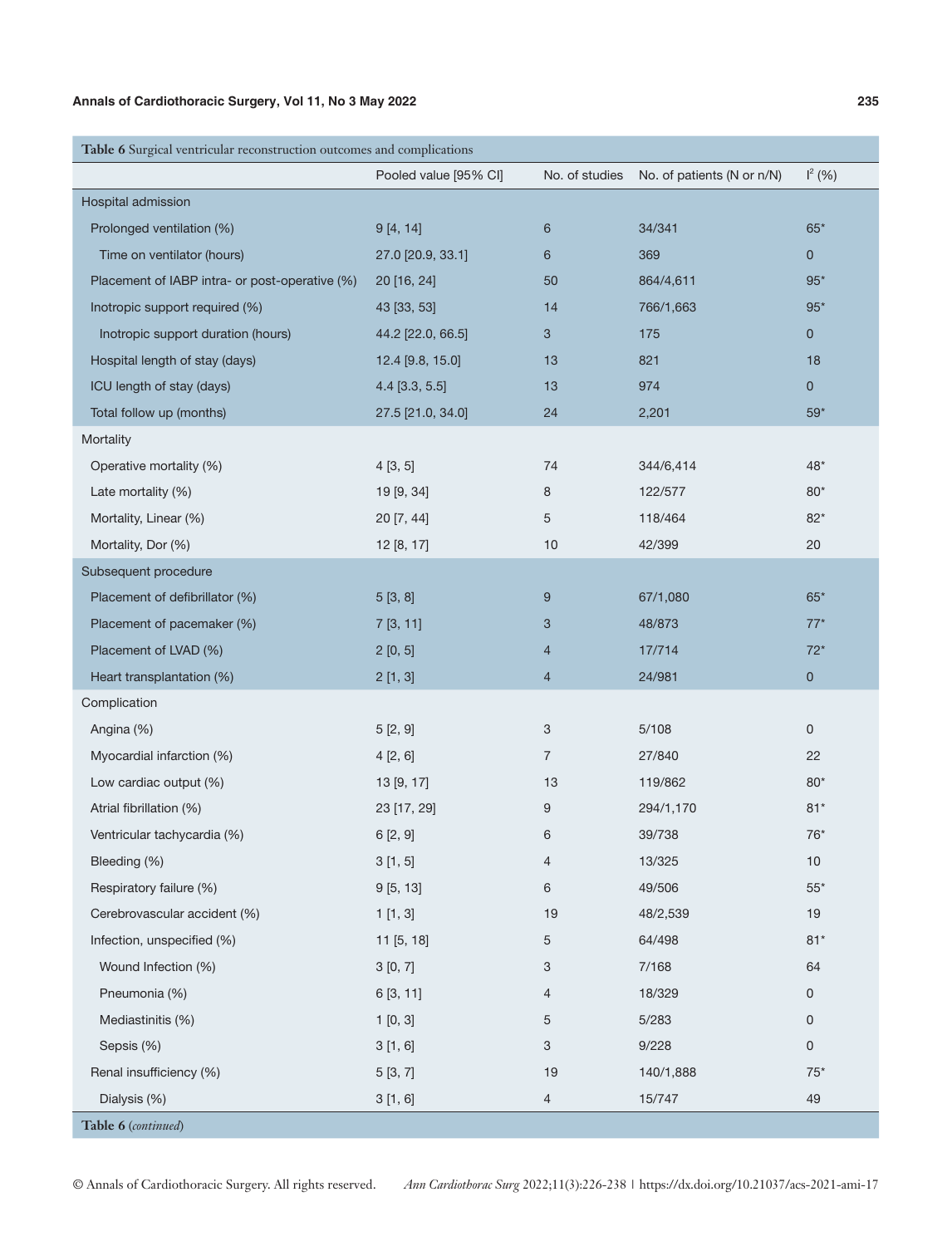**Table 6** Surgical ventricular reconstruction outcomes and complications

| | Pooled value [95% CI] | No. of studies | No. of patients (N or n/N) | $I^2$ (%) |
|---|---|---|---|---|
| Hospital admission | | | | |
| Prolonged ventilation (%) | 9 [4, 14] | 6 | 34/341 | 65* |
| Time on ventilator (hours) | 27.0 [20.9, 33.1] | 6 | 369 | 0 |
| Placement of IABP intra- or post-operative (%) | 20 [16, 24] | 50 | 864/4,611 | 95* |
| Inotropic support required (%) | 43 [33, 53] | 14 | 766/1,663 | 95* |
| Inotropic support duration (hours) | 44.2 [22.0, 66.5] | 3 | 175 | 0 |
| Hospital length of stay (days) | 12.4 [9.8, 15.0] | 13 | 821 | 18 |
| ICU length of stay (days) | 4.4 [3.3, 5.5] | 13 | 974 | 0 |
| Total follow up (months) | 27.5 [21.0, 34.0] | 24 | 2,201 | 59* |
| Mortality | | | | |
| Operative mortality (%) | 4 [3, 5] | 74 | 344/6,414 | 48* |
| Late mortality (%) | 19 [9, 34] | 8 | 122/577 | 80* |
| Mortality, Linear (%) | 20 [7, 44] | 5 | 118/464 | 82* |
| Mortality, Dor (%) | 12 [8, 17] | 10 | 42/399 | 20 |
| Subsequent procedure | | | | |
| Placement of defibrillator (%) | 5 [3, 8] | 9 | 67/1,080 | 65* |
| Placement of pacemaker (%) | 7 [3, 11] | 3 | 48/873 | 77* |
| Placement of LVAD (%) | 2 [0, 5] | 4 | 17/714 | 72* |
| Heart transplantation (%) | 2 [1, 3] | 4 | 24/981 | 0 |
| Complication | | | | |
| Angina (%) | 5 [2, 9] | 3 | 5/108 | 0 |
| Myocardial infarction (%) | 4 [2, 6] | 7 | 27/840 | 22 |
| Low cardiac output (%) | 13 [9, 17] | 13 | 119/862 | 80* |
| Atrial fibrillation (%) | 23 [17, 29] | 9 | 294/1,170 | 81* |
| Ventricular tachycardia (%) | 6 [2, 9] | 6 | 39/738 | 76* |
| Bleeding (%) | 3 [1, 5] | 4 | 13/325 | 10 |
| Respiratory failure (%) | 9 [5, 13] | 6 | 49/506 | 55* |
| Cerebrovascular accident (%) | 1 [1, 3] | 19 | 48/2,539 | 19 |
| Infection, unspecified (%) | 11 [5, 18] | 5 | 64/498 | 81* |
| Wound Infection (%) | 3 [0, 7] | 3 | 7/168 | 64 |
| Pneumonia (%) | 6 [3, 11] | 4 | 18/329 | 0 |
| Mediastinitis (%) | 1 [0, 3] | 5 | 5/283 | 0 |
| Sepsis (%) | 3 [1, 6] | 3 | 9/228 | 0 |
| Renal insufficiency (%) | 5 [3, 7] | 19 | 140/1,888 | 75* |
| Dialysis (%) | 3 [1, 6] | 4 | 15/747 | 49 |

**Table 6** (*continued*)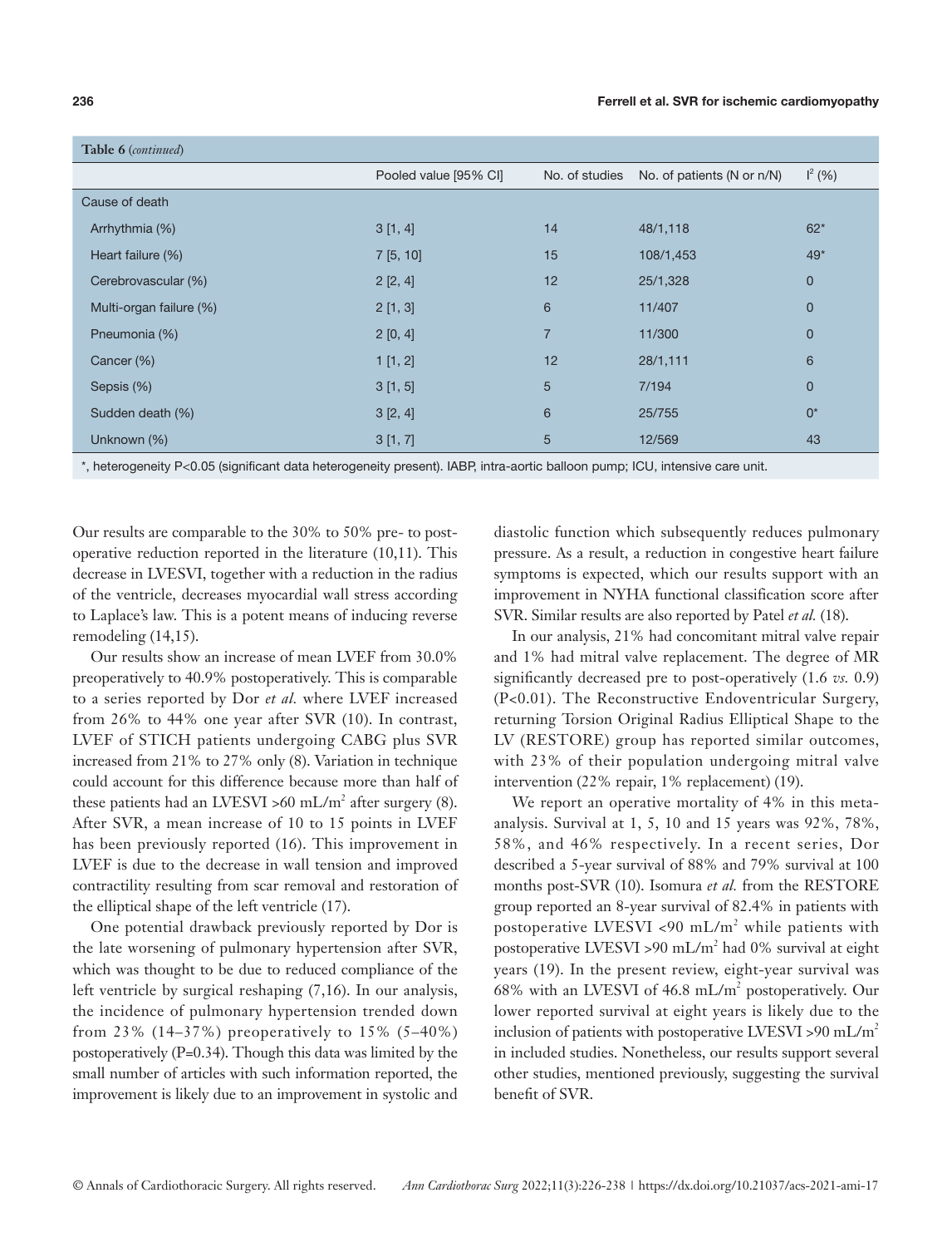**Table 6** (*continued*)

| | Pooled value [95% CI] | No. of studies | No. of patients (N or n/N) | $I^2$ (%) |
|---|---|---|---|---|
| Cause of death | | | | |
| Arrhythmia (%) | 3 [1, 4] | 14 | 48/1,118 | 62* |
| Heart failure (%) | 7 [5, 10] | 15 | 108/1,453 | 49* |
| Cerebrovascular (%) | 2 [2, 4] | 12 | 25/1,328 | 0 |
| Multi-organ failure (%) | 2 [1, 3] | 6 | 11/407 | 0 |
| Pneumonia (%) | 2 [0, 4] | 7 | 11/300 | 0 |
| Cancer (%) | 1 [1, 2] | 12 | 28/1,111 | 6 |
| Sepsis (%) | 3 [1, 5] | 5 | 7/194 | 0 |
| Sudden death (%) | 3 [2, 4] | 6 | 25/755 | 0* |
| Unknown (%) | 3 [1, 7] | 5 | 12/569 | 43 |

*, heterogeneity P<0.05 (significant data heterogeneity present). IABP, intra-aortic balloon pump; ICU, intensive care unit.

Our results are comparable to the 30% to 50% pre- to post-operative reduction reported in the literature (10,11). This decrease in LVESVI, together with a reduction in the radius of the ventricle, decreases myocardial wall stress according to Laplace's law. This is a potent means of inducing reverse remodeling (14,15).

Our results show an increase of mean LVEF from 30.0% preoperatively to 40.9% postoperatively. This is comparable to a series reported by Dor *et al.* where LVEF increased from 26% to 44% one year after SVR (10). In contrast, LVEF of STICH patients undergoing CABG plus SVR increased from 21% to 27% only (8). Variation in technique could account for this difference because more than half of these patients had an LVESVI >60 mL/m$^2$ after surgery (8). After SVR, a mean increase of 10 to 15 points in LVEF has been previously reported (16). This improvement in LVEF is due to the decrease in wall tension and improved contractility resulting from scar removal and restoration of the elliptical shape of the left ventricle (17).

One potential drawback previously reported by Dor is the late worsening of pulmonary hypertension after SVR, which was thought to be due to reduced compliance of the left ventricle by surgical reshaping (7,16). In our analysis, the incidence of pulmonary hypertension trended down from 23% (14–37%) preoperatively to 15% (5–40%) postoperatively (P=0.34). Though this data was limited by the small number of articles with such information reported, the improvement is likely due to an improvement in systolic and diastolic function which subsequently reduces pulmonary pressure. As a result, a reduction in congestive heart failure symptoms is expected, which our results support with an improvement in NYHA functional classification score after SVR. Similar results are also reported by Patel *et al.* (18).

In our analysis, 21% had concomitant mitral valve repair and 1% had mitral valve replacement. The degree of MR significantly decreased pre to post-operatively (1.6 *vs.* 0.9) (P<0.01). The Reconstructive Endoventricular Surgery, returning Torsion Original Radius Elliptical Shape to the LV (RESTORE) group has reported similar outcomes, with 23% of their population undergoing mitral valve intervention (22% repair, 1% replacement) (19).

We report an operative mortality of 4% in this meta-analysis. Survival at 1, 5, 10 and 15 years was 92%, 78%, 58%, and 46% respectively. In a recent series, Dor described a 5-year survival of 88% and 79% survival at 100 months post-SVR (10). Isomura *et al.* from the RESTORE group reported an 8-year survival of 82.4% in patients with postoperative LVESVI <90 mL/m$^2$ while patients with postoperative LVESVI >90 mL/m$^2$ had 0% survival at eight years (19). In the present review, eight-year survival was 68% with an LVESVI of 46.8 mL/m$^2$ postoperatively. Our lower reported survival at eight years is likely due to the inclusion of patients with postoperative LVESVI >90 mL/m$^2$ in included studies. Nonetheless, our results support several other studies, mentioned previously, suggesting the survival benefit of SVR.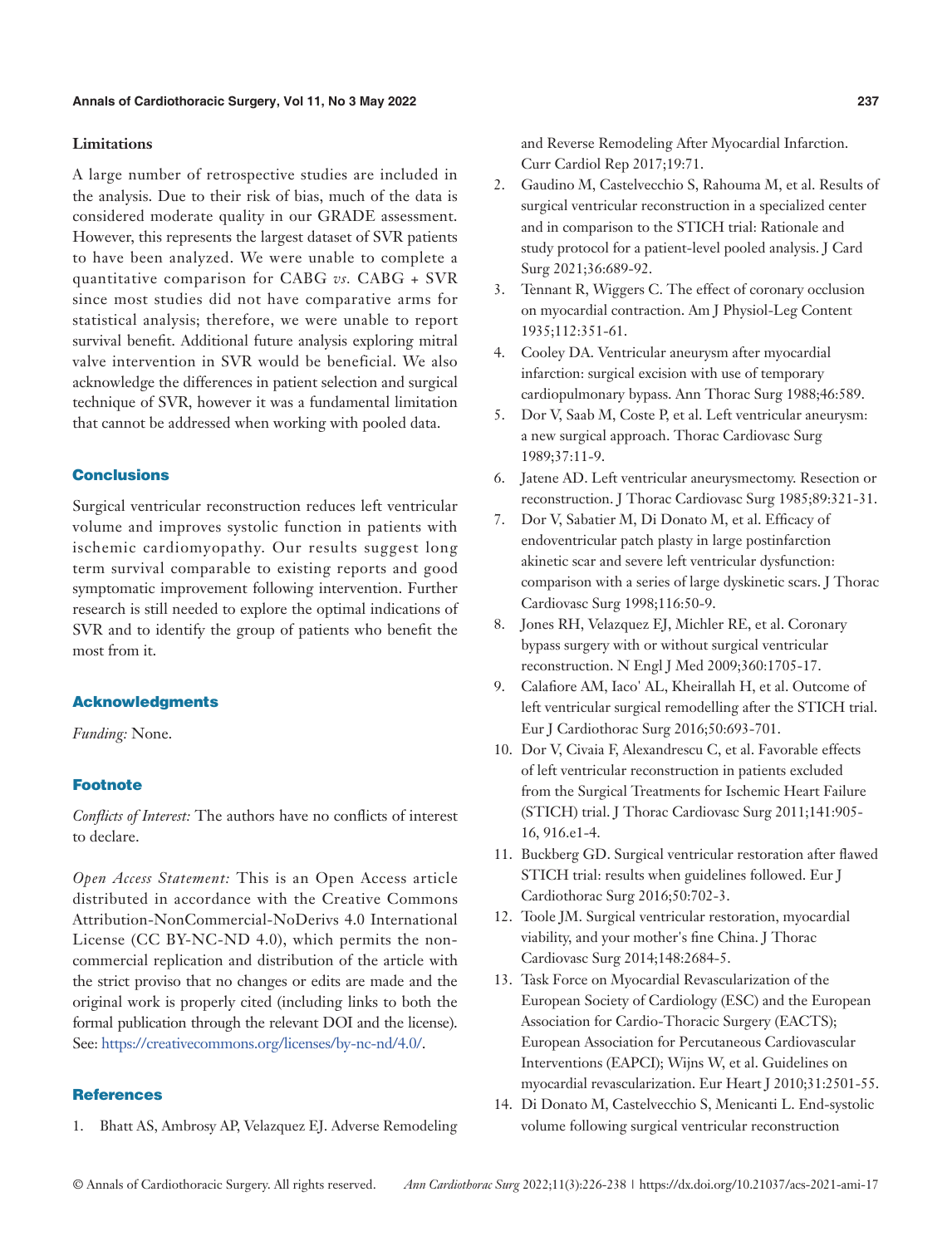### Limitations

A large number of retrospective studies are included in the analysis. Due to their risk of bias, much of the data is considered moderate quality in our GRADE assessment. However, this represents the largest dataset of SVR patients to have been analyzed. We were unable to complete a quantitative comparison for CABG *vs.* CABG + SVR since most studies did not have comparative arms for statistical analysis; therefore, we were unable to report survival benefit. Additional future analysis exploring mitral valve intervention in SVR would be beneficial. We also acknowledge the differences in patient selection and surgical technique of SVR, however it was a fundamental limitation that cannot be addressed when working with pooled data.

## Conclusions

Surgical ventricular reconstruction reduces left ventricular volume and improves systolic function in patients with ischemic cardiomyopathy. Our results suggest long term survival comparable to existing reports and good symptomatic improvement following intervention. Further research is still needed to explore the optimal indications of SVR and to identify the group of patients who benefit the most from it.

## Acknowledgments

*Funding:* None.

## Footnote

*Conflicts of Interest:* The authors have no conflicts of interest to declare.

*Open Access Statement:* This is an Open Access article distributed in accordance with the Creative Commons Attribution-NonCommercial-NoDerivs 4.0 International License (CC BY-NC-ND 4.0), which permits the non-commercial replication and distribution of the article with the strict proviso that no changes or edits are made and the original work is properly cited (including links to both the formal publication through the relevant DOI and the license). See: https://creativecommons.org/licenses/by-nc-nd/4.0/.

## References

1. Bhatt AS, Ambrosy AP, Velazquez EJ. Adverse Remodeling and Reverse Remodeling After Myocardial Infarction. Curr Cardiol Rep 2017;19:71.
2. Gaudino M, Castelvecchio S, Rahouma M, et al. Results of surgical ventricular reconstruction in a specialized center and in comparison to the STICH trial: Rationale and study protocol for a patient-level pooled analysis. J Card Surg 2021;36:689-92.
3. Tennant R, Wiggers C. The effect of coronary occlusion on myocardial contraction. Am J Physiol-Leg Content 1935;112:351-61.
4. Cooley DA. Ventricular aneurysm after myocardial infarction: surgical excision with use of temporary cardiopulmonary bypass. Ann Thorac Surg 1988;46:589.
5. Dor V, Saab M, Coste P, et al. Left ventricular aneurysm: a new surgical approach. Thorac Cardiovasc Surg 1989;37:11-9.
6. Jatene AD. Left ventricular aneurysmectomy. Resection or reconstruction. J Thorac Cardiovasc Surg 1985;89:321-31.
7. Dor V, Sabatier M, Di Donato M, et al. Efficacy of endoventricular patch plasty in large postinfarction akinetic scar and severe left ventricular dysfunction: comparison with a series of large dyskinetic scars. J Thorac Cardiovasc Surg 1998;116:50-9.
8. Jones RH, Velazquez EJ, Michler RE, et al. Coronary bypass surgery with or without surgical ventricular reconstruction. N Engl J Med 2009;360:1705-17.
9. Calafiore AM, Iaco' AL, Kheirallah H, et al. Outcome of left ventricular surgical remodelling after the STICH trial. Eur J Cardiothorac Surg 2016;50:693-701.
10. Dor V, Civaia F, Alexandrescu C, et al. Favorable effects of left ventricular reconstruction in patients excluded from the Surgical Treatments for Ischemic Heart Failure (STICH) trial. J Thorac Cardiovasc Surg 2011;141:905-16, 916.e1-4.
11. Buckberg GD. Surgical ventricular restoration after flawed STICH trial: results when guidelines followed. Eur J Cardiothorac Surg 2016;50:702-3.
12. Toole JM. Surgical ventricular restoration, myocardial viability, and your mother's fine China. J Thorac Cardiovasc Surg 2014;148:2684-5.
13. Task Force on Myocardial Revascularization of the European Society of Cardiology (ESC) and the European Association for Cardio-Thoracic Surgery (EACTS); European Association for Percutaneous Cardiovascular Interventions (EAPCI); Wijns W, et al. Guidelines on myocardial revascularization. Eur Heart J 2010;31:2501-55.
14. Di Donato M, Castelvecchio S, Menicanti L. End-systolic volume following surgical ventricular reconstruction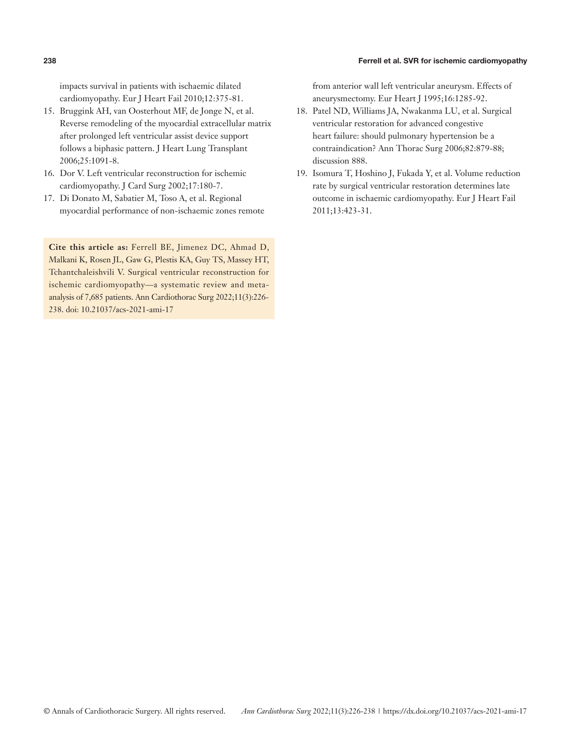impacts survival in patients with ischaemic dilated cardiomyopathy. Eur J Heart Fail 2010;12:375-81.

15. Bruggink AH, van Oosterhout MF, de Jonge N, et al. Reverse remodeling of the myocardial extracellular matrix after prolonged left ventricular assist device support follows a biphasic pattern. J Heart Lung Transplant 2006;25:1091-8.
16. Dor V. Left ventricular reconstruction for ischemic cardiomyopathy. J Card Surg 2002;17:180-7.
17. Di Donato M, Sabatier M, Toso A, et al. Regional myocardial performance of non-ischaemic zones remote from anterior wall left ventricular aneurysm. Effects of aneurysmectomy. Eur Heart J 1995;16:1285-92.
18. Patel ND, Williams JA, Nwakanma LU, et al. Surgical ventricular restoration for advanced congestive heart failure: should pulmonary hypertension be a contraindication? Ann Thorac Surg 2006;82:879-88; discussion 888.
19. Isomura T, Hoshino J, Fukada Y, et al. Volume reduction rate by surgical ventricular restoration determines late outcome in ischaemic cardiomyopathy. Eur J Heart Fail 2011;13:423-31.

**Cite this article as:** Ferrell BE, Jimenez DC, Ahmad D, Malkani K, Rosen JL, Gaw G, Plestis KA, Guy TS, Massey HT, Tchantchaleishvili V. Surgical ventricular reconstruction for ischemic cardiomyopathy—a systematic review and meta-analysis of 7,685 patients. Ann Cardiothorac Surg 2022;11(3):226-238. doi: 10.21037/acs-2021-ami-17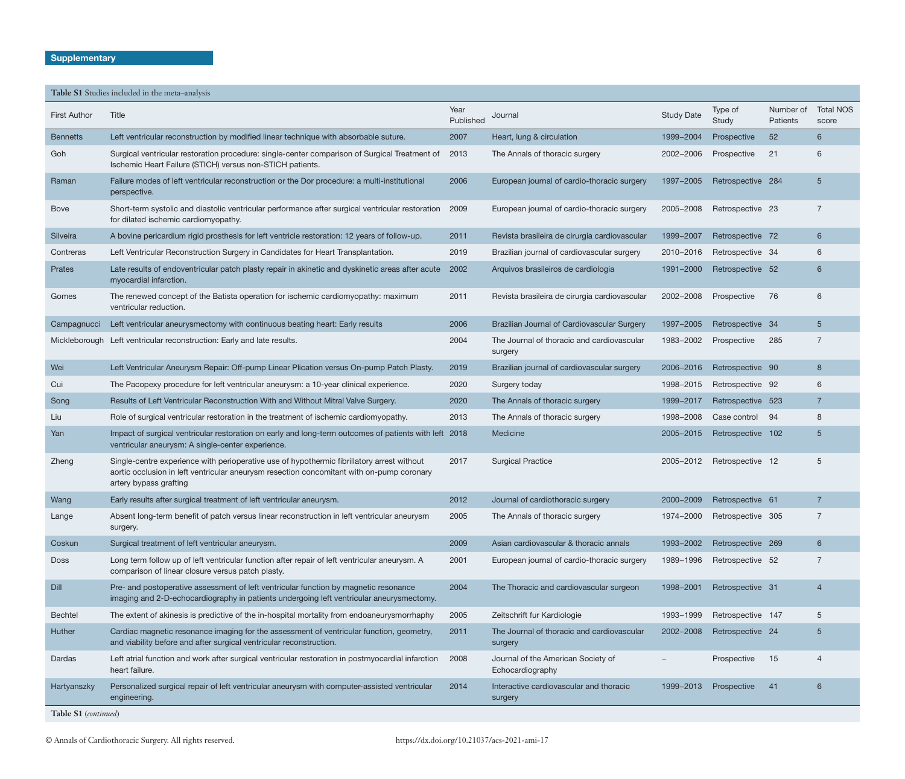**Supplementary**

**Table S1** Studies included in the meta–analysis

| First Author | Title | Year Published | Journal | Study Date | Type of Study | Number of Patients | Total NOS score |
|---|---|---|---|---|---|---|---|
| Bennetts | Left ventricular reconstruction by modified linear technique with absorbable suture. | 2007 | Heart, lung & circulation | 1999–2004 | Prospective | 52 | 6 |
| Goh | Surgical ventricular restoration procedure: single-center comparison of Surgical Treatment of Ischemic Heart Failure (STICH) versus non-STICH patients. | 2013 | The Annals of thoracic surgery | 2002–2006 | Prospective | 21 | 6 |
| Raman | Failure modes of left ventricular reconstruction or the Dor procedure: a multi-institutional perspective. | 2006 | European journal of cardio-thoracic surgery | 1997–2005 | Retrospective | 284 | 5 |
| Bove | Short-term systolic and diastolic ventricular performance after surgical ventricular restoration for dilated ischemic cardiomyopathy. | 2009 | European journal of cardio-thoracic surgery | 2005–2008 | Retrospective | 23 | 7 |
| Silveira | A bovine pericardium rigid prosthesis for left ventricle restoration: 12 years of follow-up. | 2011 | Revista brasileira de cirurgia cardiovascular | 1999–2007 | Retrospective | 72 | 6 |
| Contreras | Left Ventricular Reconstruction Surgery in Candidates for Heart Transplantation. | 2019 | Brazilian journal of cardiovascular surgery | 2010–2016 | Retrospective | 34 | 6 |
| Prates | Late results of endoventricular patch plasty repair in akinetic and dyskinetic areas after acute myocardial infarction. | 2002 | Arquivos brasileiros de cardiologia | 1991–2000 | Retrospective | 52 | 6 |
| Gomes | The renewed concept of the Batista operation for ischemic cardiomyopathy: maximum ventricular reduction. | 2011 | Revista brasileira de cirurgia cardiovascular | 2002–2008 | Prospective | 76 | 6 |
| Campagnucci | Left ventricular aneurysmectomy with continuous beating heart: Early results | 2006 | Brazilian Journal of Cardiovascular Surgery | 1997–2005 | Retrospective | 34 | 5 |
| Mickleborough | Left ventricular reconstruction: Early and late results. | 2004 | The Journal of thoracic and cardiovascular surgery | 1983–2002 | Prospective | 285 | 7 |
| Wei | Left Ventricular Aneurysm Repair: Off-pump Linear Plication versus On-pump Patch Plasty. | 2019 | Brazilian journal of cardiovascular surgery | 2006–2016 | Retrospective | 90 | 8 |
| Cui | The Pacopexy procedure for left ventricular aneurysm: a 10-year clinical experience. | 2020 | Surgery today | 1998–2015 | Retrospective | 92 | 6 |
| Song | Results of Left Ventricular Reconstruction With and Without Mitral Valve Surgery. | 2020 | The Annals of thoracic surgery | 1999–2017 | Retrospective | 523 | 7 |
| Liu | Role of surgical ventricular restoration in the treatment of ischemic cardiomyopathy. | 2013 | The Annals of thoracic surgery | 1998–2008 | Case control | 94 | 8 |
| Yan | Impact of surgical ventricular restoration on early and long-term outcomes of patients with left ventricular aneurysm: A single-center experience. | 2018 | Medicine | 2005–2015 | Retrospective | 102 | 5 |
| Zheng | Single-centre experience with perioperative use of hypothermic fibrillatory arrest without aortic occlusion in left ventricular aneurysm resection concomitant with on-pump coronary artery bypass grafting | 2017 | Surgical Practice | 2005–2012 | Retrospective | 12 | 5 |
| Wang | Early results after surgical treatment of left ventricular aneurysm. | 2012 | Journal of cardiothoracic surgery | 2000–2009 | Retrospective | 61 | 7 |
| Lange | Absent long-term benefit of patch versus linear reconstruction in left ventricular aneurysm surgery. | 2005 | The Annals of thoracic surgery | 1974–2000 | Retrospective | 305 | 7 |
| Coskun | Surgical treatment of left ventricular aneurysm. | 2009 | Asian cardiovascular & thoracic annals | 1993–2002 | Retrospective | 269 | 6 |
| Doss | Long term follow up of left ventricular function after repair of left ventricular aneurysm. A comparison of linear closure versus patch plasty. | 2001 | European journal of cardio-thoracic surgery | 1989–1996 | Retrospective | 52 | 7 |
| Dill | Pre- and postoperative assessment of left ventricular function by magnetic resonance imaging and 2-D-echocardiography in patients undergoing left ventricular aneurysmectomy. | 2004 | The Thoracic and cardiovascular surgeon | 1998–2001 | Retrospective | 31 | 4 |
| Bechtel | The extent of akinesis is predictive of the in-hospital mortality from endoaneurysmorrhaphy | 2005 | Zeitschrift fur Kardiologie | 1993–1999 | Retrospective | 147 | 5 |
| Huther | Cardiac magnetic resonance imaging for the assessment of ventricular function, geometry, and viability before and after surgical ventricular reconstruction. | 2011 | The Journal of thoracic and cardiovascular surgery | 2002–2008 | Retrospective | 24 | 5 |
| Dardas | Left atrial function and work after surgical ventricular restoration in postmyocardial infarction heart failure. | 2008 | Journal of the American Society of Echocardiography | – | Prospective | 15 | 4 |
| Hartyanszky | Personalized surgical repair of left ventricular aneurysm with computer-assisted ventricular engineering. | 2014 | Interactive cardiovascular and thoracic surgery | 1999–2013 | Prospective | 41 | 6 |

**Table S1** (*continued*)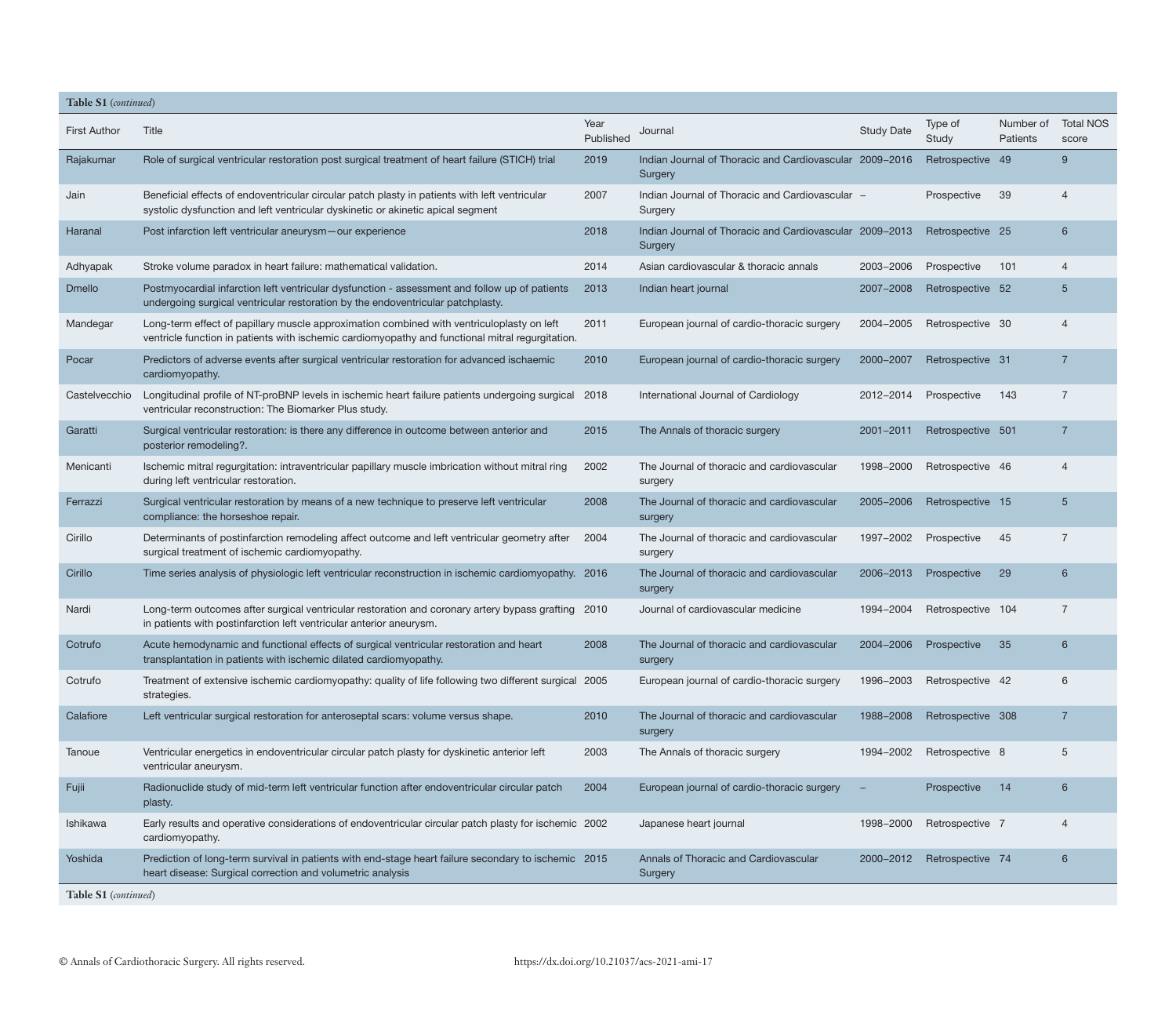**Table S1** (*continued*)

| First Author | Title | Year Published | Journal | Study Date | Type of Study | Number of Patients | Total NOS score |
|---|---|---|---|---|---|---|---|
| Rajakumar | Role of surgical ventricular restoration post surgical treatment of heart failure (STICH) trial | 2019 | Indian Journal of Thoracic and Cardiovascular Surgery | 2009–2016 | Retrospective | 49 | 9 |
| Jain | Beneficial effects of endoventricular circular patch plasty in patients with left ventricular systolic dysfunction and left ventricular dyskinetic or akinetic apical segment | 2007 | Indian Journal of Thoracic and Cardiovascular Surgery | – | Prospective | 39 | 4 |
| Haranal | Post infarction left ventricular aneurysm—our experience | 2018 | Indian Journal of Thoracic and Cardiovascular Surgery | 2009–2013 | Retrospective | 25 | 6 |
| Adhyapak | Stroke volume paradox in heart failure: mathematical validation. | 2014 | Asian cardiovascular & thoracic annals | 2003–2006 | Prospective | 101 | 4 |
| Dmello | Postmyocardial infarction left ventricular dysfunction - assessment and follow up of patients undergoing surgical ventricular restoration by the endoventricular patchplasty. | 2013 | Indian heart journal | 2007–2008 | Retrospective | 52 | 5 |
| Mandegar | Long-term effect of papillary muscle approximation combined with ventriculoplasty on left ventricle function in patients with ischemic cardiomyopathy and functional mitral regurgitation. | 2011 | European journal of cardio-thoracic surgery | 2004–2005 | Retrospective | 30 | 4 |
| Pocar | Predictors of adverse events after surgical ventricular restoration for advanced ischaemic cardiomyopathy. | 2010 | European journal of cardio-thoracic surgery | 2000–2007 | Retrospective | 31 | 7 |
| Castelvecchio | Longitudinal profile of NT-proBNP levels in ischemic heart failure patients undergoing surgical ventricular reconstruction: The Biomarker Plus study. | 2018 | International Journal of Cardiology | 2012–2014 | Prospective | 143 | 7 |
| Garatti | Surgical ventricular restoration: is there any difference in outcome between anterior and posterior remodeling?. | 2015 | The Annals of thoracic surgery | 2001–2011 | Retrospective | 501 | 7 |
| Menicanti | Ischemic mitral regurgitation: intraventricular papillary muscle imbrication without mitral ring during left ventricular restoration. | 2002 | The Journal of thoracic and cardiovascular surgery | 1998–2000 | Retrospective | 46 | 4 |
| Ferrazzi | Surgical ventricular restoration by means of a new technique to preserve left ventricular compliance: the horseshoe repair. | 2008 | The Journal of thoracic and cardiovascular surgery | 2005–2006 | Retrospective | 15 | 5 |
| Cirillo | Determinants of postinfarction remodeling affect outcome and left ventricular geometry after surgical treatment of ischemic cardiomyopathy. | 2004 | The Journal of thoracic and cardiovascular surgery | 1997–2002 | Prospective | 45 | 7 |
| Cirillo | Time series analysis of physiologic left ventricular reconstruction in ischemic cardiomyopathy. | 2016 | The Journal of thoracic and cardiovascular surgery | 2006–2013 | Prospective | 29 | 6 |
| Nardi | Long-term outcomes after surgical ventricular restoration and coronary artery bypass grafting in patients with postinfarction left ventricular anterior aneurysm. | 2010 | Journal of cardiovascular medicine | 1994–2004 | Retrospective | 104 | 7 |
| Cotrufo | Acute hemodynamic and functional effects of surgical ventricular restoration and heart transplantation in patients with ischemic dilated cardiomyopathy. | 2008 | The Journal of thoracic and cardiovascular surgery | 2004–2006 | Prospective | 35 | 6 |
| Cotrufo | Treatment of extensive ischemic cardiomyopathy: quality of life following two different surgical strategies. | 2005 | European journal of cardio-thoracic surgery | 1996–2003 | Retrospective | 42 | 6 |
| Calafiore | Left ventricular surgical restoration for anteroseptal scars: volume versus shape. | 2010 | The Journal of thoracic and cardiovascular surgery | 1988–2008 | Retrospective | 308 | 7 |
| Tanoue | Ventricular energetics in endoventricular circular patch plasty for dyskinetic anterior left ventricular aneurysm. | 2003 | The Annals of thoracic surgery | 1994–2002 | Retrospective | 8 | 5 |
| Fujii | Radionuclide study of mid-term left ventricular function after endoventricular circular patch plasty. | 2004 | European journal of cardio-thoracic surgery | – | Prospective | 14 | 6 |
| Ishikawa | Early results and operative considerations of endoventricular circular patch plasty for ischemic cardiomyopathy. | 2002 | Japanese heart journal | 1998–2000 | Retrospective | 7 | 4 |
| Yoshida | Prediction of long-term survival in patients with end-stage heart failure secondary to ischemic heart disease: Surgical correction and volumetric analysis | 2015 | Annals of Thoracic and Cardiovascular Surgery | 2000–2012 | Retrospective | 74 | 6 |

**Table S1** (*continued*)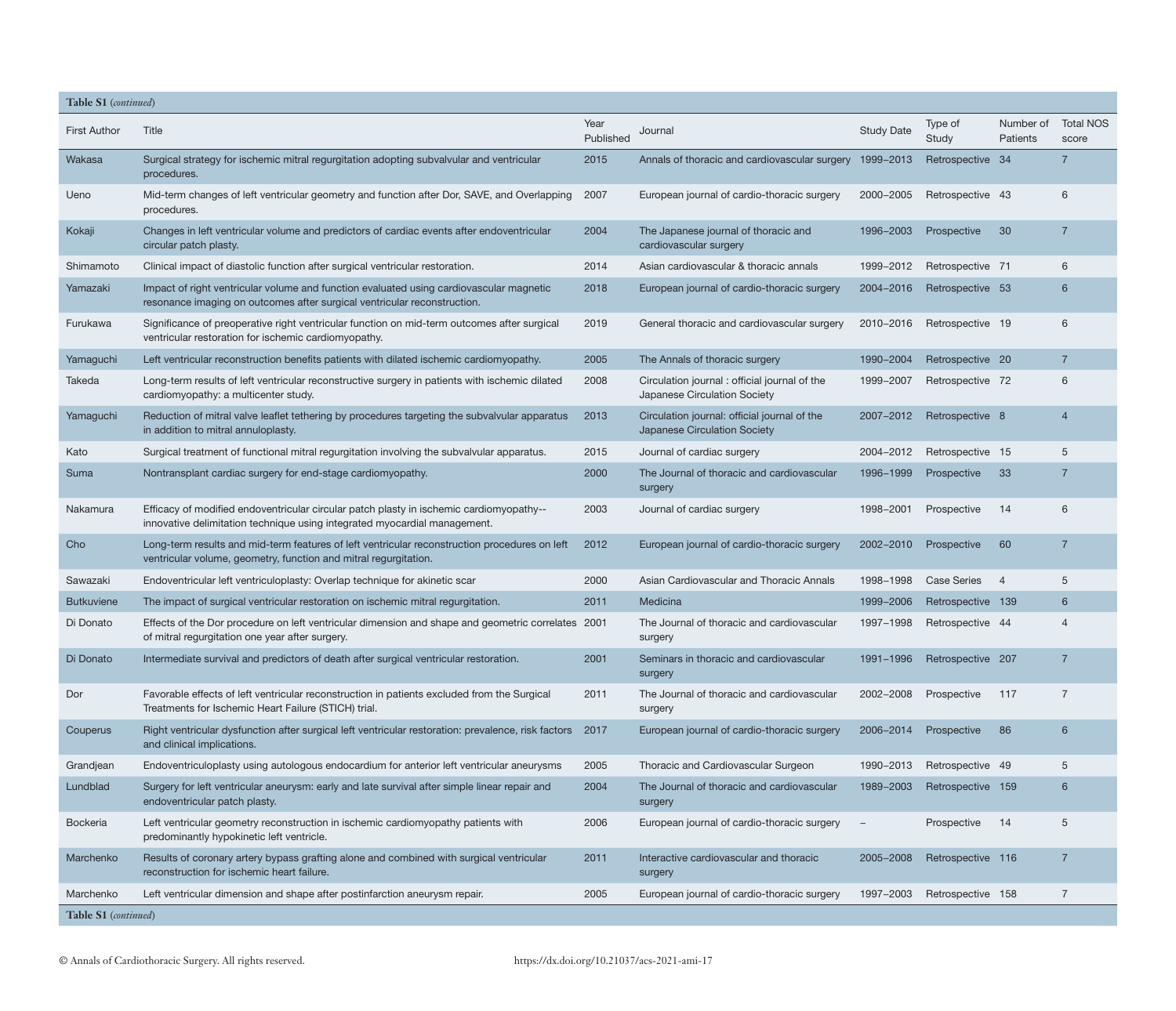**Table S1** (*continued*)

| First Author | Title | Year Published | Journal | Study Date | Type of Study | Number of Patients | Total NOS score |
|---|---|---|---|---|---|---|---|
| Wakasa | Surgical strategy for ischemic mitral regurgitation adopting subvalvular and ventricular procedures. | 2015 | Annals of thoracic and cardiovascular surgery | 1999–2013 | Retrospective | 34 | 7 |
| Ueno | Mid-term changes of left ventricular geometry and function after Dor, SAVE, and Overlapping procedures. | 2007 | European journal of cardio-thoracic surgery | 2000–2005 | Retrospective | 43 | 6 |
| Kokaji | Changes in left ventricular volume and predictors of cardiac events after endoventricular circular patch plasty. | 2004 | The Japanese journal of thoracic and cardiovascular surgery | 1996–2003 | Prospective | 30 | 7 |
| Shimamoto | Clinical impact of diastolic function after surgical ventricular restoration. | 2014 | Asian cardiovascular & thoracic annals | 1999–2012 | Retrospective | 71 | 6 |
| Yamazaki | Impact of right ventricular volume and function evaluated using cardiovascular magnetic resonance imaging on outcomes after surgical ventricular reconstruction. | 2018 | European journal of cardio-thoracic surgery | 2004–2016 | Retrospective | 53 | 6 |
| Furukawa | Significance of preoperative right ventricular function on mid-term outcomes after surgical ventricular restoration for ischemic cardiomyopathy. | 2019 | General thoracic and cardiovascular surgery | 2010–2016 | Retrospective | 19 | 6 |
| Yamaguchi | Left ventricular reconstruction benefits patients with dilated ischemic cardiomyopathy. | 2005 | The Annals of thoracic surgery | 1990–2004 | Retrospective | 20 | 7 |
| Takeda | Long-term results of left ventricular reconstructive surgery in patients with ischemic dilated cardiomyopathy: a multicenter study. | 2008 | Circulation journal : official journal of the Japanese Circulation Society | 1999–2007 | Retrospective | 72 | 6 |
| Yamaguchi | Reduction of mitral valve leaflet tethering by procedures targeting the subvalvular apparatus in addition to mitral annuloplasty. | 2013 | Circulation journal: official journal of the Japanese Circulation Society | 2007–2012 | Retrospective | 8 | 4 |
| Kato | Surgical treatment of functional mitral regurgitation involving the subvalvular apparatus. | 2015 | Journal of cardiac surgery | 2004–2012 | Retrospective | 15 | 5 |
| Suma | Nontransplant cardiac surgery for end-stage cardiomyopathy. | 2000 | The Journal of thoracic and cardiovascular surgery | 1996–1999 | Prospective | 33 | 7 |
| Nakamura | Efficacy of modified endoventricular circular patch plasty in ischemic cardiomyopathy--innovative delimitation technique using integrated myocardial management. | 2003 | Journal of cardiac surgery | 1998–2001 | Prospective | 14 | 6 |
| Cho | Long-term results and mid-term features of left ventricular reconstruction procedures on left ventricular volume, geometry, function and mitral regurgitation. | 2012 | European journal of cardio-thoracic surgery | 2002–2010 | Prospective | 60 | 7 |
| Sawazaki | Endoventricular left ventriculoplasty: Overlap technique for akinetic scar | 2000 | Asian Cardiovascular and Thoracic Annals | 1998–1998 | Case Series | 4 | 5 |
| Butkuviene | The impact of surgical ventricular restoration on ischemic mitral regurgitation. | 2011 | Medicina | 1999–2006 | Retrospective | 139 | 6 |
| Di Donato | Effects of the Dor procedure on left ventricular dimension and shape and geometric correlates of mitral regurgitation one year after surgery. | 2001 | The Journal of thoracic and cardiovascular surgery | 1997–1998 | Retrospective | 44 | 4 |
| Di Donato | Intermediate survival and predictors of death after surgical ventricular restoration. | 2001 | Seminars in thoracic and cardiovascular surgery | 1991–1996 | Retrospective | 207 | 7 |
| Dor | Favorable effects of left ventricular reconstruction in patients excluded from the Surgical Treatments for Ischemic Heart Failure (STICH) trial. | 2011 | The Journal of thoracic and cardiovascular surgery | 2002–2008 | Prospective | 117 | 7 |
| Couperus | Right ventricular dysfunction after surgical left ventricular restoration: prevalence, risk factors and clinical implications. | 2017 | European journal of cardio-thoracic surgery | 2006–2014 | Prospective | 86 | 6 |
| Grandjean | Endoventriculoplasty using autologous endocardium for anterior left ventricular aneurysms | 2005 | Thoracic and Cardiovascular Surgeon | 1990–2013 | Retrospective | 49 | 5 |
| Lundblad | Surgery for left ventricular aneurysm: early and late survival after simple linear repair and endoventricular patch plasty. | 2004 | The Journal of thoracic and cardiovascular surgery | 1989–2003 | Retrospective | 159 | 6 |
| Bockeria | Left ventricular geometry reconstruction in ischemic cardiomyopathy patients with predominantly hypokinetic left ventricle. | 2006 | European journal of cardio-thoracic surgery | – | Prospective | 14 | 5 |
| Marchenko | Results of coronary artery bypass grafting alone and combined with surgical ventricular reconstruction for ischemic heart failure. | 2011 | Interactive cardiovascular and thoracic surgery | 2005–2008 | Retrospective | 116 | 7 |
| Marchenko | Left ventricular dimension and shape after postinfarction aneurysm repair. | 2005 | European journal of cardio-thoracic surgery | 1997–2003 | Retrospective | 158 | 7 |

**Table S1** (*continued*)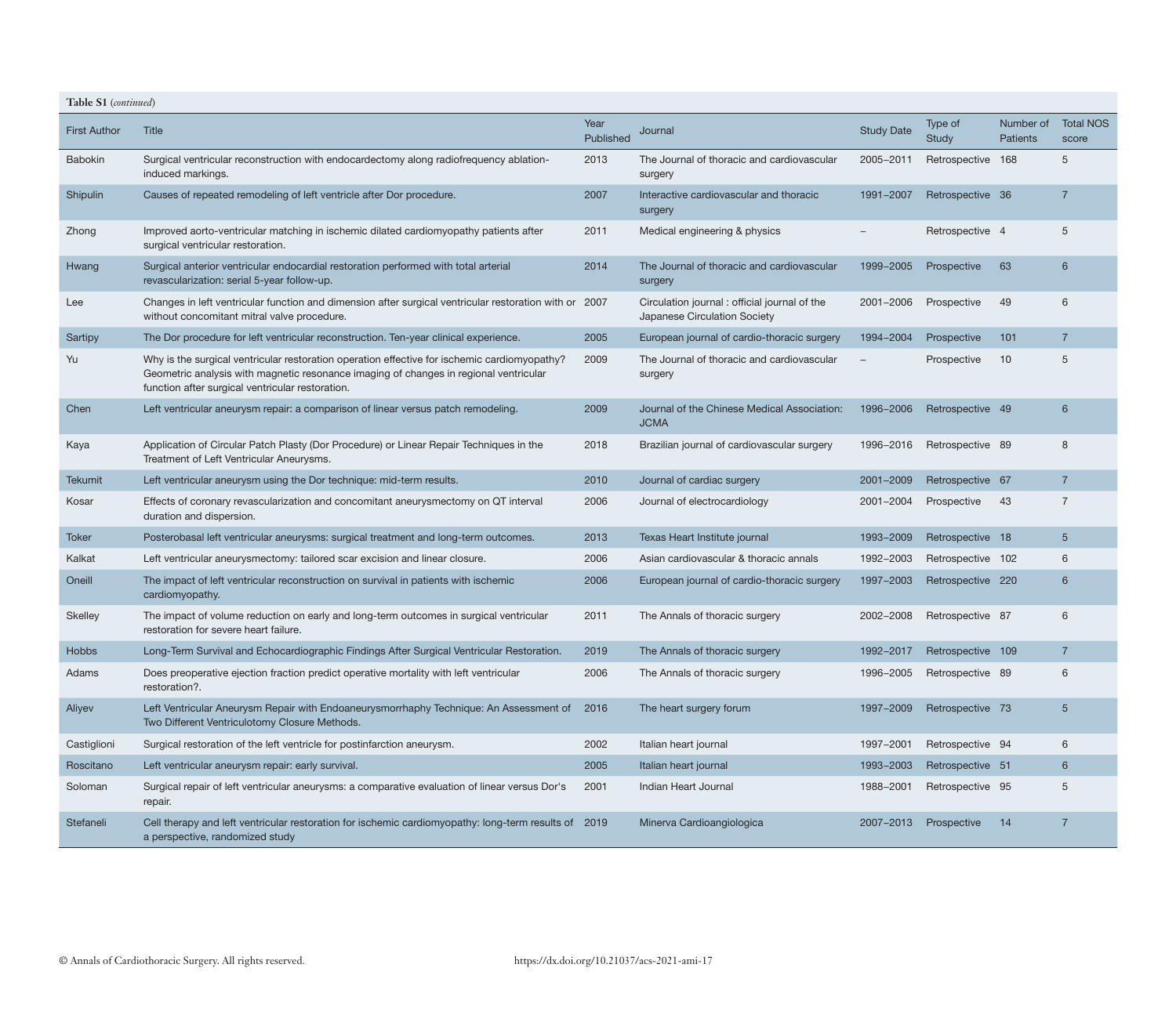**Table S1** *(continued)*

| First Author | Title | Year Published | Journal | Study Date | Type of Study | Number of Patients | Total NOS score |
|---|---|---|---|---|---|---|---|
| Babokin | Surgical ventricular reconstruction with endocardectomy along radiofrequency ablation-induced markings. | 2013 | The Journal of thoracic and cardiovascular surgery | 2005–2011 | Retrospective | 168 | 5 |
| Shipulin | Causes of repeated remodeling of left ventricle after Dor procedure. | 2007 | Interactive cardiovascular and thoracic surgery | 1991–2007 | Retrospective | 36 | 7 |
| Zhong | Improved aorto-ventricular matching in ischemic dilated cardiomyopathy patients after surgical ventricular restoration. | 2011 | Medical engineering & physics | – | Retrospective | 4 | 5 |
| Hwang | Surgical anterior ventricular endocardial restoration performed with total arterial revascularization: serial 5-year follow-up. | 2014 | The Journal of thoracic and cardiovascular surgery | 1999–2005 | Prospective | 63 | 6 |
| Lee | Changes in left ventricular function and dimension after surgical ventricular restoration with or without concomitant mitral valve procedure. | 2007 | Circulation journal : official journal of the Japanese Circulation Society | 2001–2006 | Prospective | 49 | 6 |
| Sartipy | The Dor procedure for left ventricular reconstruction. Ten-year clinical experience. | 2005 | European journal of cardio-thoracic surgery | 1994–2004 | Prospective | 101 | 7 |
| Yu | Why is the surgical ventricular restoration operation effective for ischemic cardiomyopathy? Geometric analysis with magnetic resonance imaging of changes in regional ventricular function after surgical ventricular restoration. | 2009 | The Journal of thoracic and cardiovascular surgery | – | Prospective | 10 | 5 |
| Chen | Left ventricular aneurysm repair: a comparison of linear versus patch remodeling. | 2009 | Journal of the Chinese Medical Association: JCMA | 1996–2006 | Retrospective | 49 | 6 |
| Kaya | Application of Circular Patch Plasty (Dor Procedure) or Linear Repair Techniques in the Treatment of Left Ventricular Aneurysms. | 2018 | Brazilian journal of cardiovascular surgery | 1996–2016 | Retrospective | 89 | 8 |
| Tekumit | Left ventricular aneurysm using the Dor technique: mid-term results. | 2010 | Journal of cardiac surgery | 2001–2009 | Retrospective | 67 | 7 |
| Kosar | Effects of coronary revascularization and concomitant aneurysmectomy on QT interval duration and dispersion. | 2006 | Journal of electrocardiology | 2001–2004 | Prospective | 43 | 7 |
| Toker | Posterobasal left ventricular aneurysms: surgical treatment and long-term outcomes. | 2013 | Texas Heart Institute journal | 1993–2009 | Retrospective | 18 | 5 |
| Kalkat | Left ventricular aneurysmectomy: tailored scar excision and linear closure. | 2006 | Asian cardiovascular & thoracic annals | 1992–2003 | Retrospective | 102 | 6 |
| Oneill | The impact of left ventricular reconstruction on survival in patients with ischemic cardiomyopathy. | 2006 | European journal of cardio-thoracic surgery | 1997–2003 | Retrospective | 220 | 6 |
| Skelley | The impact of volume reduction on early and long-term outcomes in surgical ventricular restoration for severe heart failure. | 2011 | The Annals of thoracic surgery | 2002–2008 | Retrospective | 87 | 6 |
| Hobbs | Long-Term Survival and Echocardiographic Findings After Surgical Ventricular Restoration. | 2019 | The Annals of thoracic surgery | 1992–2017 | Retrospective | 109 | 7 |
| Adams | Does preoperative ejection fraction predict operative mortality with left ventricular restoration?. | 2006 | The Annals of thoracic surgery | 1996–2005 | Retrospective | 89 | 6 |
| Aliyev | Left Ventricular Aneurysm Repair with Endoaneurysmorrhaphy Technique: An Assessment of Two Different Ventriculotomy Closure Methods. | 2016 | The heart surgery forum | 1997–2009 | Retrospective | 73 | 5 |
| Castiglioni | Surgical restoration of the left ventricle for postinfarction aneurysm. | 2002 | Italian heart journal | 1997–2001 | Retrospective | 94 | 6 |
| Roscitano | Left ventricular aneurysm repair: early survival. | 2005 | Italian heart journal | 1993–2003 | Retrospective | 51 | 6 |
| Soloman | Surgical repair of left ventricular aneurysms: a comparative evaluation of linear versus Dor's repair. | 2001 | Indian Heart Journal | 1988–2001 | Retrospective | 95 | 5 |
| Stefaneli | Cell therapy and left ventricular restoration for ischemic cardiomyopathy: long-term results of a perspective, randomized study | 2019 | Minerva Cardioangiologica | 2007–2013 | Prospective | 14 | 7 |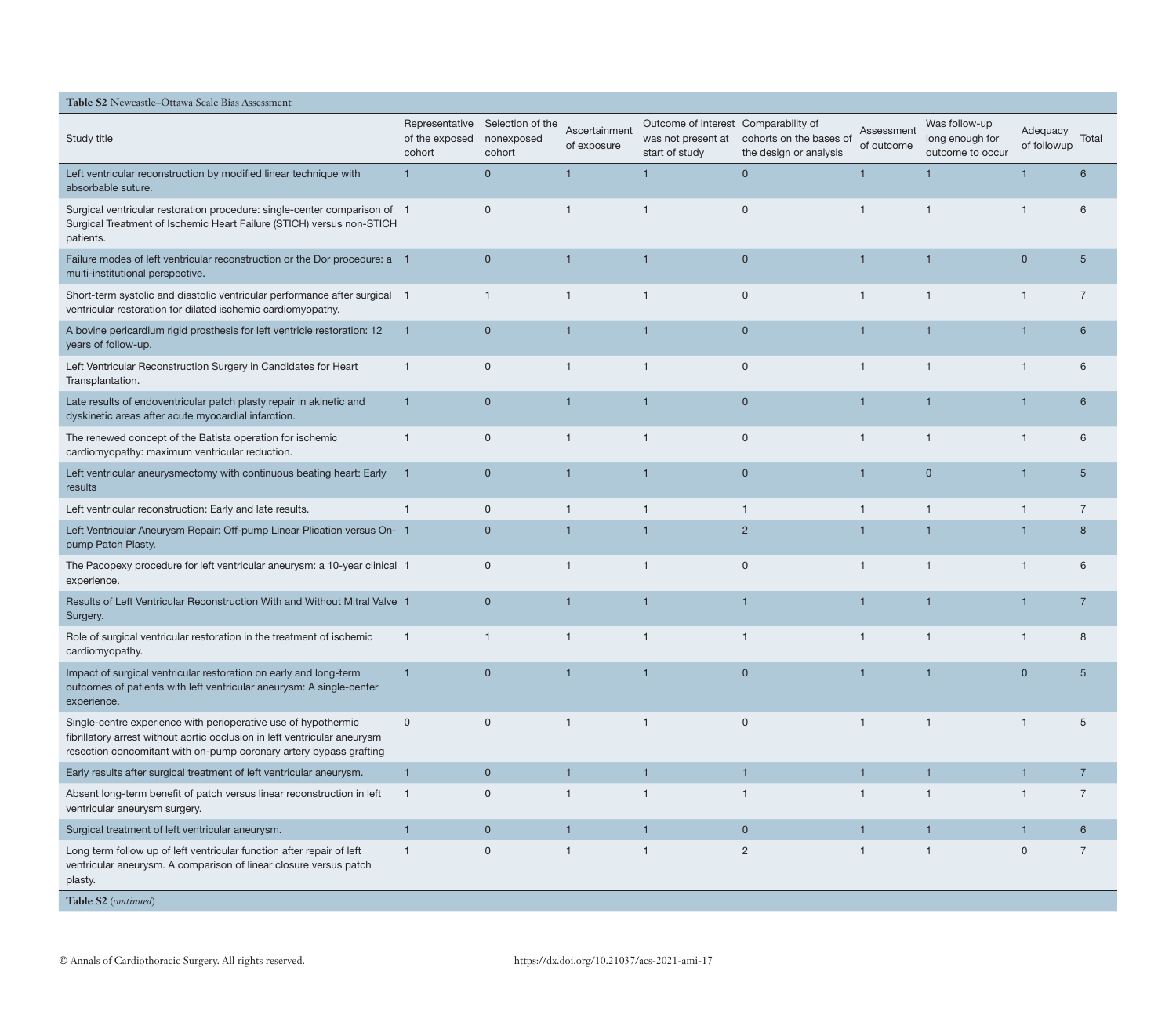**Table S2** Newcastle–Ottawa Scale Bias Assessment

| Study title | Representative of the exposed cohort | Selection of the nonexposed cohort | Ascertainment of exposure | Outcome of interest was not present at start of study | Comparability of cohorts on the bases of the design or analysis | Assessment of outcome | Was follow-up long enough for outcome to occur | Adequacy of followup | Total |
|---|---|---|---|---|---|---|---|---|---|
| Left ventricular reconstruction by modified linear technique with absorbable suture. | 1 | 0 | 1 | 1 | 0 | 1 | 1 | 1 | 6 |
| Surgical ventricular restoration procedure: single-center comparison of Surgical Treatment of Ischemic Heart Failure (STICH) versus non-STICH patients. | 1 | 0 | 1 | 1 | 0 | 1 | 1 | 1 | 6 |
| Failure modes of left ventricular reconstruction or the Dor procedure: a multi-institutional perspective. | 1 | 0 | 1 | 1 | 0 | 1 | 1 | 0 | 5 |
| Short-term systolic and diastolic ventricular performance after surgical ventricular restoration for dilated ischemic cardiomyopathy. | 1 | 1 | 1 | 1 | 0 | 1 | 1 | 1 | 7 |
| A bovine pericardium rigid prosthesis for left ventricle restoration: 12 years of follow-up. | 1 | 0 | 1 | 1 | 0 | 1 | 1 | 1 | 6 |
| Left Ventricular Reconstruction Surgery in Candidates for Heart Transplantation. | 1 | 0 | 1 | 1 | 0 | 1 | 1 | 1 | 6 |
| Late results of endoventricular patch plasty repair in akinetic and dyskinetic areas after acute myocardial infarction. | 1 | 0 | 1 | 1 | 0 | 1 | 1 | 1 | 6 |
| The renewed concept of the Batista operation for ischemic cardiomyopathy: maximum ventricular reduction. | 1 | 0 | 1 | 1 | 0 | 1 | 1 | 1 | 6 |
| Left ventricular aneurysmectomy with continuous beating heart: Early results | 1 | 0 | 1 | 1 | 0 | 1 | 0 | 1 | 5 |
| Left ventricular reconstruction: Early and late results. | 1 | 0 | 1 | 1 | 1 | 1 | 1 | 1 | 7 |
| Left Ventricular Aneurysm Repair: Off-pump Linear Plication versus On-pump Patch Plasty. | 1 | 0 | 1 | 1 | 2 | 1 | 1 | 1 | 8 |
| The Pacopexy procedure for left ventricular aneurysm: a 10-year clinical experience. | 1 | 0 | 1 | 1 | 0 | 1 | 1 | 1 | 6 |
| Results of Left Ventricular Reconstruction With and Without Mitral Valve Surgery. | 1 | 0 | 1 | 1 | 1 | 1 | 1 | 1 | 7 |
| Role of surgical ventricular restoration in the treatment of ischemic cardiomyopathy. | 1 | 1 | 1 | 1 | 1 | 1 | 1 | 1 | 8 |
| Impact of surgical ventricular restoration on early and long-term outcomes of patients with left ventricular aneurysm: A single-center experience. | 1 | 0 | 1 | 1 | 0 | 1 | 1 | 0 | 5 |
| Single-centre experience with perioperative use of hypothermic fibrillatory arrest without aortic occlusion in left ventricular aneurysm resection concomitant with on-pump coronary artery bypass grafting | 0 | 0 | 1 | 1 | 0 | 1 | 1 | 1 | 5 |
| Early results after surgical treatment of left ventricular aneurysm. | 1 | 0 | 1 | 1 | 1 | 1 | 1 | 1 | 7 |
| Absent long-term benefit of patch versus linear reconstruction in left ventricular aneurysm surgery. | 1 | 0 | 1 | 1 | 1 | 1 | 1 | 1 | 7 |
| Surgical treatment of left ventricular aneurysm. | 1 | 0 | 1 | 1 | 0 | 1 | 1 | 1 | 6 |
| Long term follow up of left ventricular function after repair of left ventricular aneurysm. A comparison of linear closure versus patch plasty. | 1 | 0 | 1 | 1 | 2 | 1 | 1 | 0 | 7 |

**Table S2** (*continued*)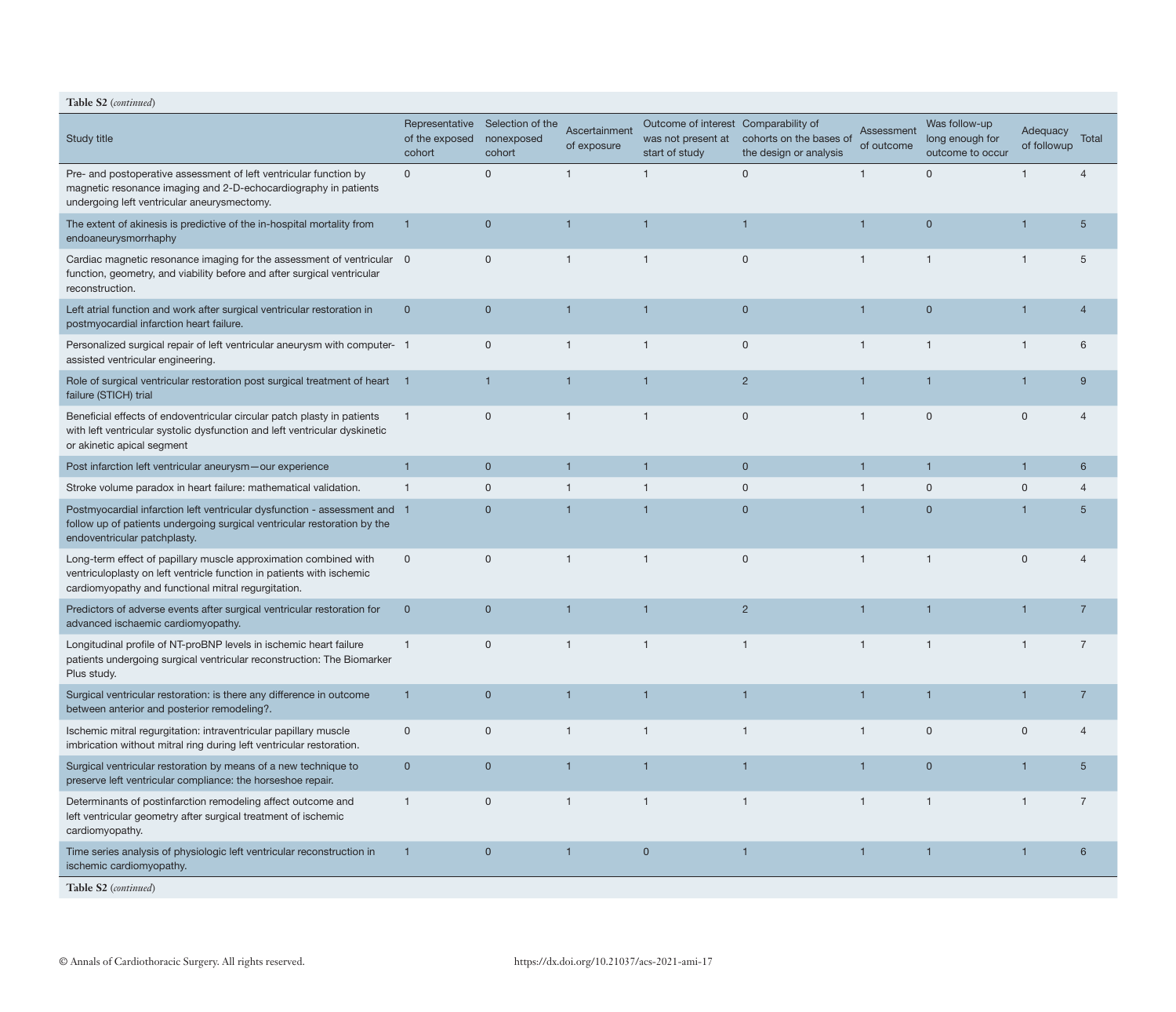**Table S2** (*continued*)

| Study title | Representative of the exposed cohort | Selection of the nonexposed cohort | Ascertainment of exposure | Outcome of interest was not present at start of study | Comparability of cohorts on the bases of the design or analysis | Assessment of outcome | Was follow-up long enough for outcome to occur | Adequacy of followup | Total |
|---|---|---|---|---|---|---|---|---|---|
| Pre- and postoperative assessment of left ventricular function by magnetic resonance imaging and 2-D-echocardiography in patients undergoing left ventricular aneurysmectomy. | 0 | 0 | 1 | 1 | 0 | 1 | 0 | 1 | 4 |
| The extent of akinesis is predictive of the in-hospital mortality from endoaneurysmorrhaphy | 1 | 0 | 1 | 1 | 1 | 1 | 0 | 1 | 5 |
| Cardiac magnetic resonance imaging for the assessment of ventricular function, geometry, and viability before and after surgical ventricular reconstruction. | 0 | 0 | 1 | 1 | 0 | 1 | 1 | 1 | 5 |
| Left atrial function and work after surgical ventricular restoration in postmyocardial infarction heart failure. | 0 | 0 | 1 | 1 | 0 | 1 | 0 | 1 | 4 |
| Personalized surgical repair of left ventricular aneurysm with computer-assisted ventricular engineering. | 1 | 0 | 1 | 1 | 0 | 1 | 1 | 1 | 6 |
| Role of surgical ventricular restoration post surgical treatment of heart failure (STICH) trial | 1 | 1 | 1 | 1 | 2 | 1 | 1 | 1 | 9 |
| Beneficial effects of endoventricular circular patch plasty in patients with left ventricular systolic dysfunction and left ventricular dyskinetic or akinetic apical segment | 1 | 0 | 1 | 1 | 0 | 1 | 0 | 0 | 4 |
| Post infarction left ventricular aneurysm—our experience | 1 | 0 | 1 | 1 | 0 | 1 | 1 | 1 | 6 |
| Stroke volume paradox in heart failure: mathematical validation. | 1 | 0 | 1 | 1 | 0 | 1 | 0 | 0 | 4 |
| Postmyocardial infarction left ventricular dysfunction - assessment and follow up of patients undergoing surgical ventricular restoration by the endoventricular patchplasty. | 1 | 0 | 1 | 1 | 0 | 1 | 0 | 1 | 5 |
| Long-term effect of papillary muscle approximation combined with ventriculoplasty on left ventricle function in patients with ischemic cardiomyopathy and functional mitral regurgitation. | 0 | 0 | 1 | 1 | 0 | 1 | 1 | 0 | 4 |
| Predictors of adverse events after surgical ventricular restoration for advanced ischaemic cardiomyopathy. | 0 | 0 | 1 | 1 | 2 | 1 | 1 | 1 | 7 |
| Longitudinal profile of NT-proBNP levels in ischemic heart failure patients undergoing surgical ventricular reconstruction: The Biomarker Plus study. | 1 | 0 | 1 | 1 | 1 | 1 | 1 | 1 | 7 |
| Surgical ventricular restoration: is there any difference in outcome between anterior and posterior remodeling?. | 1 | 0 | 1 | 1 | 1 | 1 | 1 | 1 | 7 |
| Ischemic mitral regurgitation: intraventricular papillary muscle imbrication without mitral ring during left ventricular restoration. | 0 | 0 | 1 | 1 | 1 | 1 | 0 | 0 | 4 |
| Surgical ventricular restoration by means of a new technique to preserve left ventricular compliance: the horseshoe repair. | 0 | 0 | 1 | 1 | 1 | 1 | 0 | 1 | 5 |
| Determinants of postinfarction remodeling affect outcome and left ventricular geometry after surgical treatment of ischemic cardiomyopathy. | 1 | 0 | 1 | 1 | 1 | 1 | 1 | 1 | 7 |
| Time series analysis of physiologic left ventricular reconstruction in ischemic cardiomyopathy. | 1 | 0 | 1 | 0 | 1 | 1 | 1 | 1 | 6 |

**Table S2** (*continued*)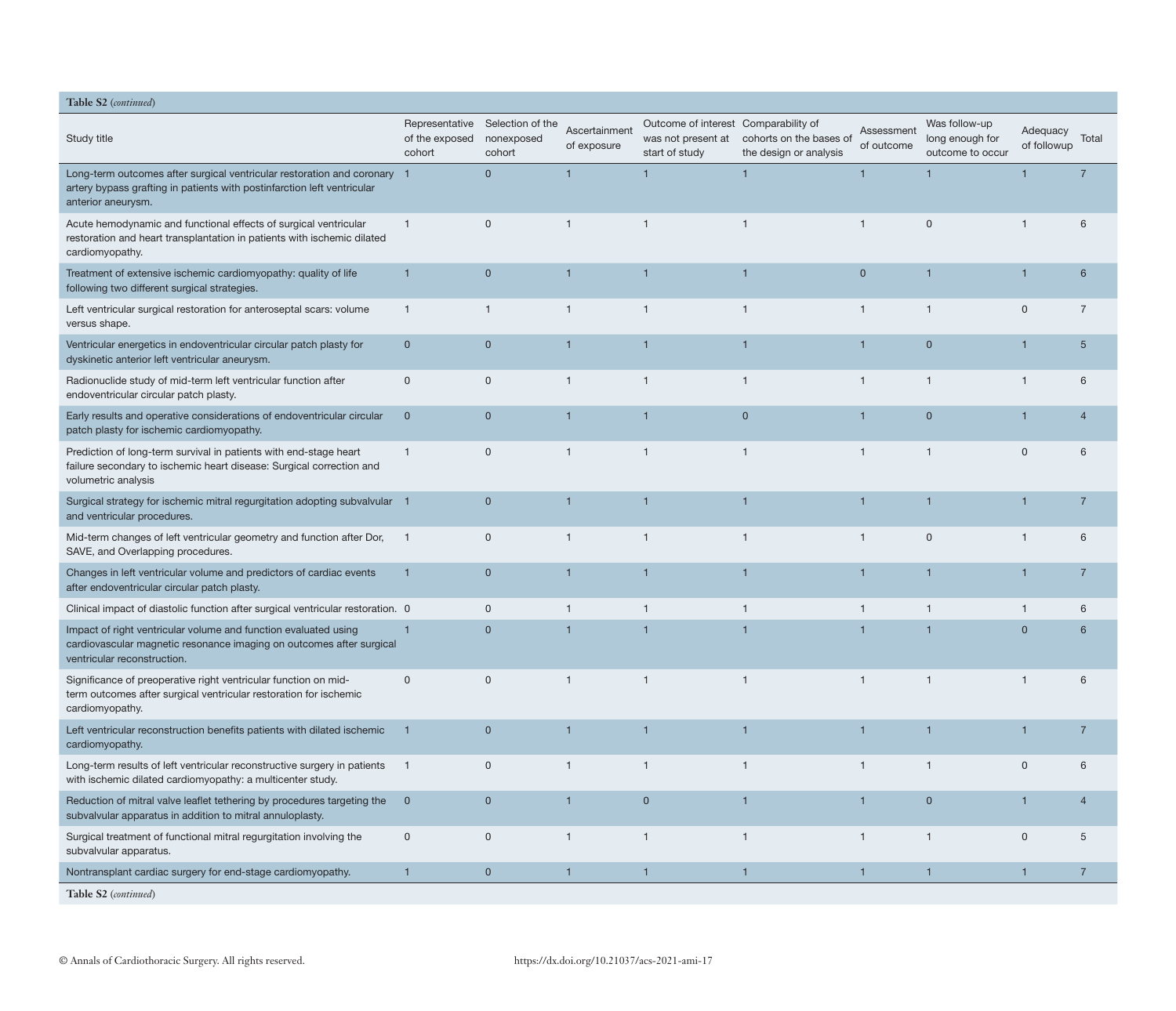**Table S2** (*continued*)

| Study title | Representative of the exposed cohort | Selection of the nonexposed cohort | Ascertainment of exposure | Outcome of interest was not present at start of study | Comparability of cohorts on the bases of the design or analysis | Assessment of outcome | Was follow-up long enough for outcome to occur | Adequacy of followup | Total |
|---|---|---|---|---|---|---|---|---|---|
| Long-term outcomes after surgical ventricular restoration and coronary artery bypass grafting in patients with postinfarction left ventricular anterior aneurysm. | 1 | 0 | 1 | 1 | 1 | 1 | 1 | 1 | 7 |
| Acute hemodynamic and functional effects of surgical ventricular restoration and heart transplantation in patients with ischemic dilated cardiomyopathy. | 1 | 0 | 1 | 1 | 1 | 1 | 0 | 1 | 6 |
| Treatment of extensive ischemic cardiomyopathy: quality of life following two different surgical strategies. | 1 | 0 | 1 | 1 | 1 | 0 | 1 | 1 | 6 |
| Left ventricular surgical restoration for anteroseptal scars: volume versus shape. | 1 | 1 | 1 | 1 | 1 | 1 | 1 | 0 | 7 |
| Ventricular energetics in endoventricular circular patch plasty for dyskinetic anterior left ventricular aneurysm. | 0 | 0 | 1 | 1 | 1 | 1 | 0 | 1 | 5 |
| Radionuclide study of mid-term left ventricular function after endoventricular circular patch plasty. | 0 | 0 | 1 | 1 | 1 | 1 | 1 | 1 | 6 |
| Early results and operative considerations of endoventricular circular patch plasty for ischemic cardiomyopathy. | 0 | 0 | 1 | 1 | 0 | 1 | 0 | 1 | 4 |
| Prediction of long-term survival in patients with end-stage heart failure secondary to ischemic heart disease: Surgical correction and volumetric analysis | 1 | 0 | 1 | 1 | 1 | 1 | 1 | 0 | 6 |
| Surgical strategy for ischemic mitral regurgitation adopting subvalvular and ventricular procedures. | 1 | 0 | 1 | 1 | 1 | 1 | 1 | 1 | 7 |
| Mid-term changes of left ventricular geometry and function after Dor, SAVE, and Overlapping procedures. | 1 | 0 | 1 | 1 | 1 | 1 | 0 | 1 | 6 |
| Changes in left ventricular volume and predictors of cardiac events after endoventricular circular patch plasty. | 1 | 0 | 1 | 1 | 1 | 1 | 1 | 1 | 7 |
| Clinical impact of diastolic function after surgical ventricular restoration. | 0 | 0 | 1 | 1 | 1 | 1 | 1 | 1 | 6 |
| Impact of right ventricular volume and function evaluated using cardiovascular magnetic resonance imaging on outcomes after surgical ventricular reconstruction. | 1 | 0 | 1 | 1 | 1 | 1 | 1 | 0 | 6 |
| Significance of preoperative right ventricular function on mid-term outcomes after surgical ventricular restoration for ischemic cardiomyopathy. | 0 | 0 | 1 | 1 | 1 | 1 | 1 | 1 | 6 |
| Left ventricular reconstruction benefits patients with dilated ischemic cardiomyopathy. | 1 | 0 | 1 | 1 | 1 | 1 | 1 | 1 | 7 |
| Long-term results of left ventricular reconstructive surgery in patients with ischemic dilated cardiomyopathy: a multicenter study. | 1 | 0 | 1 | 1 | 1 | 1 | 1 | 0 | 6 |
| Reduction of mitral valve leaflet tethering by procedures targeting the subvalvular apparatus in addition to mitral annuloplasty. | 0 | 0 | 1 | 0 | 1 | 1 | 0 | 1 | 4 |
| Surgical treatment of functional mitral regurgitation involving the subvalvular apparatus. | 0 | 0 | 1 | 1 | 1 | 1 | 1 | 0 | 5 |
| Nontransplant cardiac surgery for end-stage cardiomyopathy. | 1 | 0 | 1 | 1 | 1 | 1 | 1 | 1 | 7 |

**Table S2** (*continued*)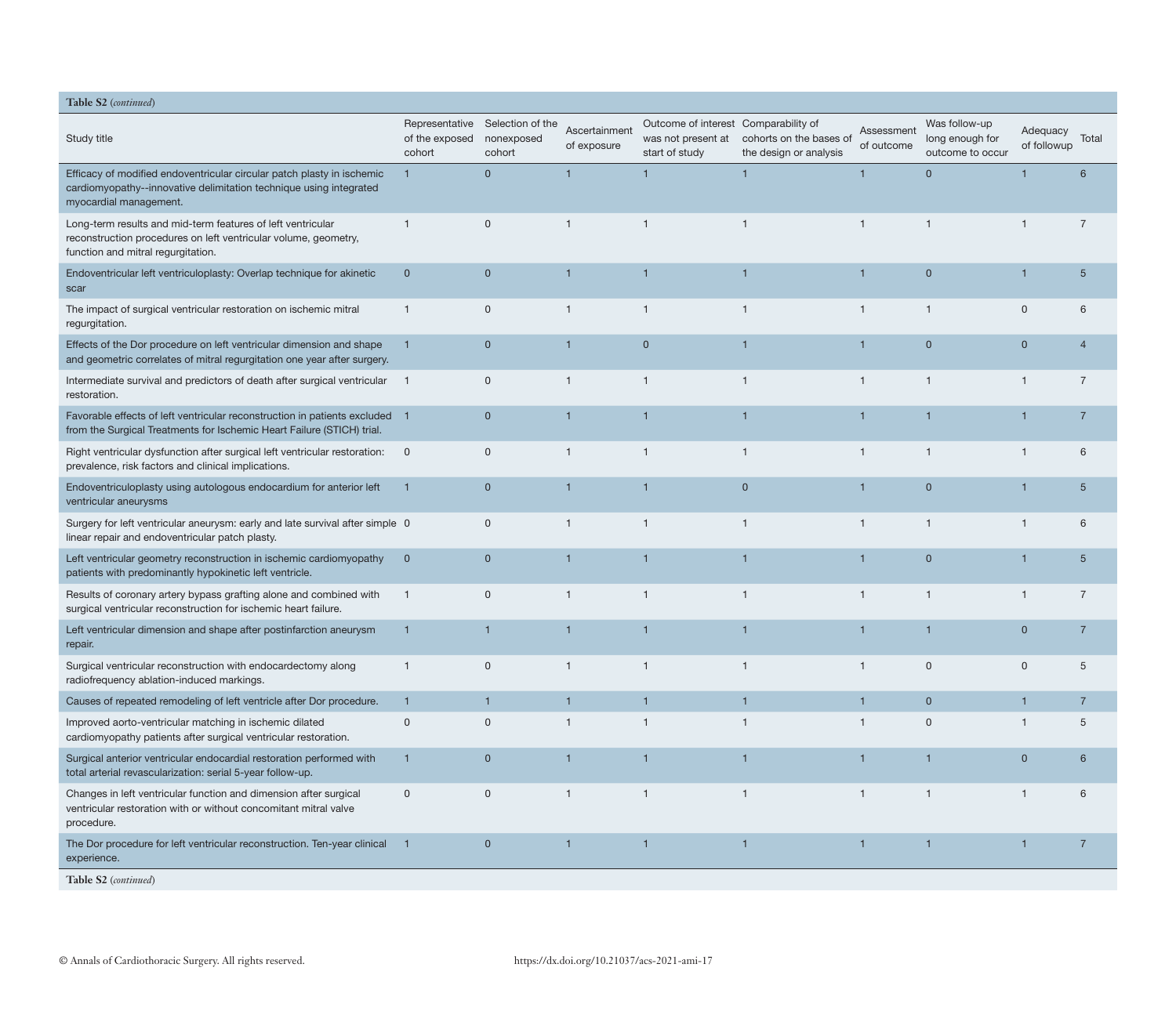**Table S2** *(continued)*

| Study title | Representative of the exposed cohort | Selection of the nonexposed cohort | Ascertainment of exposure | Outcome of interest was not present at start of study | Comparability of cohorts on the bases of the design or analysis | Assessment of outcome | Was follow-up long enough for outcome to occur | Adequacy of followup | Total |
|---|---|---|---|---|---|---|---|---|---|
| Efficacy of modified endoventricular circular patch plasty in ischemic cardiomyopathy--innovative delimitation technique using integrated myocardial management. | 1 | 0 | 1 | 1 | 1 | 1 | 0 | 1 | 6 |
| Long-term results and mid-term features of left ventricular reconstruction procedures on left ventricular volume, geometry, function and mitral regurgitation. | 1 | 0 | 1 | 1 | 1 | 1 | 1 | 1 | 7 |
| Endoventricular left ventriculoplasty: Overlap technique for akinetic scar | 0 | 0 | 1 | 1 | 1 | 1 | 0 | 1 | 5 |
| The impact of surgical ventricular restoration on ischemic mitral regurgitation. | 1 | 0 | 1 | 1 | 1 | 1 | 1 | 0 | 6 |
| Effects of the Dor procedure on left ventricular dimension and shape and geometric correlates of mitral regurgitation one year after surgery. | 1 | 0 | 1 | 0 | 1 | 1 | 0 | 0 | 4 |
| Intermediate survival and predictors of death after surgical ventricular restoration. | 1 | 0 | 1 | 1 | 1 | 1 | 1 | 1 | 7 |
| Favorable effects of left ventricular reconstruction in patients excluded from the Surgical Treatments for Ischemic Heart Failure (STICH) trial. | 1 | 0 | 1 | 1 | 1 | 1 | 1 | 1 | 7 |
| Right ventricular dysfunction after surgical left ventricular restoration: prevalence, risk factors and clinical implications. | 0 | 0 | 1 | 1 | 1 | 1 | 1 | 1 | 6 |
| Endoventriculoplasty using autologous endocardium for anterior left ventricular aneurysms | 1 | 0 | 1 | 1 | 0 | 1 | 0 | 1 | 5 |
| Surgery for left ventricular aneurysm: early and late survival after simple linear repair and endoventricular patch plasty. | 0 | 0 | 1 | 1 | 1 | 1 | 1 | 1 | 6 |
| Left ventricular geometry reconstruction in ischemic cardiomyopathy patients with predominantly hypokinetic left ventricle. | 0 | 0 | 1 | 1 | 1 | 1 | 0 | 1 | 5 |
| Results of coronary artery bypass grafting alone and combined with surgical ventricular reconstruction for ischemic heart failure. | 1 | 0 | 1 | 1 | 1 | 1 | 1 | 1 | 7 |
| Left ventricular dimension and shape after postinfarction aneurysm repair. | 1 | 1 | 1 | 1 | 1 | 1 | 1 | 0 | 7 |
| Surgical ventricular reconstruction with endocardectomy along radiofrequency ablation-induced markings. | 1 | 0 | 1 | 1 | 1 | 1 | 0 | 0 | 5 |
| Causes of repeated remodeling of left ventricle after Dor procedure. | 1 | 1 | 1 | 1 | 1 | 1 | 0 | 1 | 7 |
| Improved aorto-ventricular matching in ischemic dilated cardiomyopathy patients after surgical ventricular restoration. | 0 | 0 | 1 | 1 | 1 | 1 | 0 | 1 | 5 |
| Surgical anterior ventricular endocardial restoration performed with total arterial revascularization: serial 5-year follow-up. | 1 | 0 | 1 | 1 | 1 | 1 | 1 | 0 | 6 |
| Changes in left ventricular function and dimension after surgical ventricular restoration with or without concomitant mitral valve procedure. | 0 | 0 | 1 | 1 | 1 | 1 | 1 | 1 | 6 |
| The Dor procedure for left ventricular reconstruction. Ten-year clinical experience. | 1 | 0 | 1 | 1 | 1 | 1 | 1 | 1 | 7 |

**Table S2** *(continued)*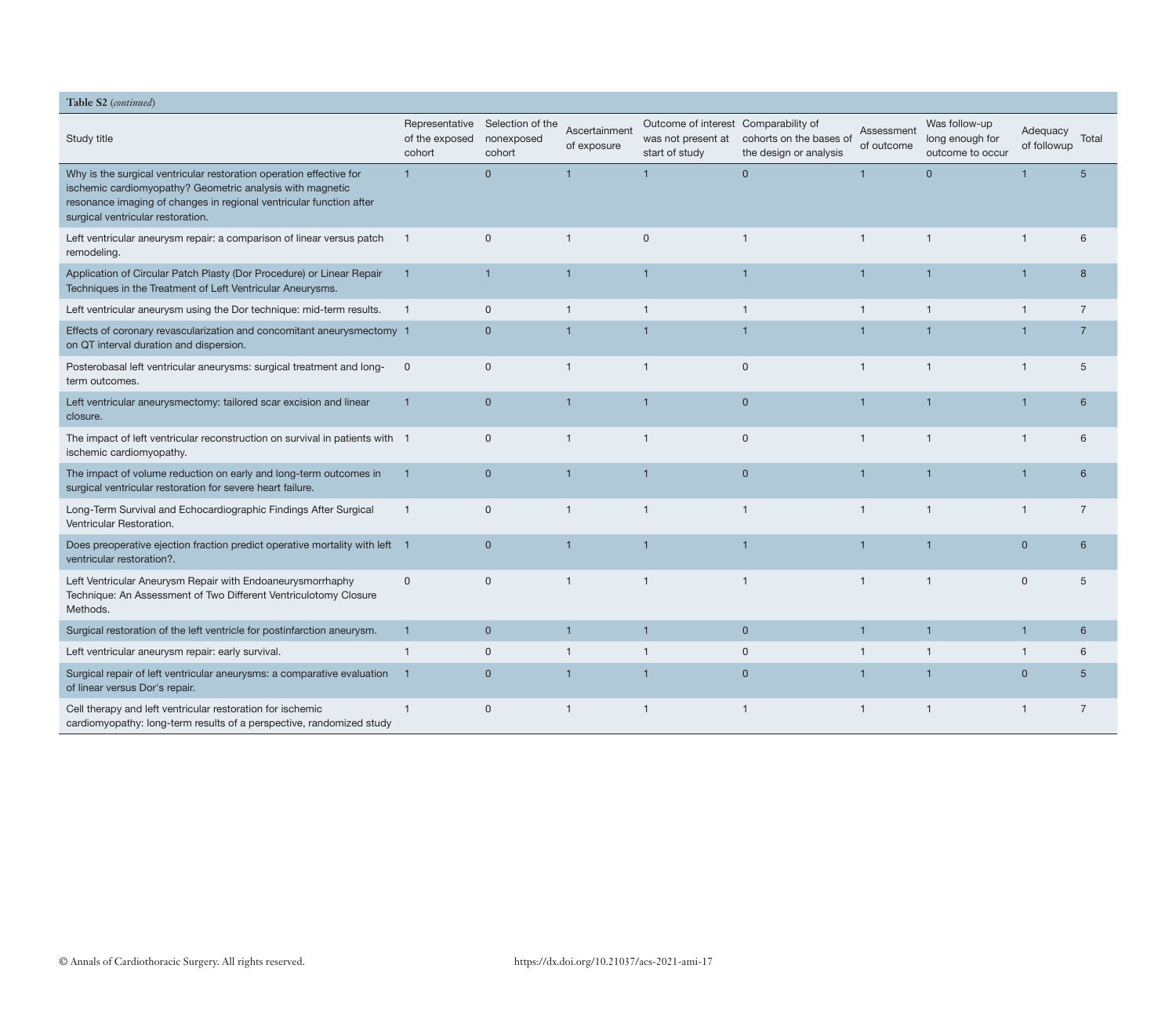**Table S2** *(continued)*

| Study title | Representative of the exposed cohort | Selection of the nonexposed cohort | Ascertainment of exposure | Outcome of interest was not present at start of study | Comparability of cohorts on the bases of the design or analysis | Assessment of outcome | Was follow-up long enough for outcome to occur | Adequacy of followup | Total |
|---|---|---|---|---|---|---|---|---|---|
| Why is the surgical ventricular restoration operation effective for ischemic cardiomyopathy? Geometric analysis with magnetic resonance imaging of changes in regional ventricular function after surgical ventricular restoration. | 1 | 0 | 1 | 1 | 0 | 1 | 0 | 1 | 5 |
| Left ventricular aneurysm repair: a comparison of linear versus patch remodeling. | 1 | 0 | 1 | 0 | 1 | 1 | 1 | 1 | 6 |
| Application of Circular Patch Plasty (Dor Procedure) or Linear Repair Techniques in the Treatment of Left Ventricular Aneurysms. | 1 | 1 | 1 | 1 | 1 | 1 | 1 | 1 | 8 |
| Left ventricular aneurysm using the Dor technique: mid-term results. | 1 | 0 | 1 | 1 | 1 | 1 | 1 | 1 | 7 |
| Effects of coronary revascularization and concomitant aneurysmectomy on QT interval duration and dispersion. | 1 | 0 | 1 | 1 | 1 | 1 | 1 | 1 | 7 |
| Posterobasal left ventricular aneurysms: surgical treatment and long-term outcomes. | 0 | 0 | 1 | 1 | 0 | 1 | 1 | 1 | 5 |
| Left ventricular aneurysmectomy: tailored scar excision and linear closure. | 1 | 0 | 1 | 1 | 0 | 1 | 1 | 1 | 6 |
| The impact of left ventricular reconstruction on survival in patients with ischemic cardiomyopathy. | 1 | 0 | 1 | 1 | 0 | 1 | 1 | 1 | 6 |
| The impact of volume reduction on early and long-term outcomes in surgical ventricular restoration for severe heart failure. | 1 | 0 | 1 | 1 | 0 | 1 | 1 | 1 | 6 |
| Long-Term Survival and Echocardiographic Findings After Surgical Ventricular Restoration. | 1 | 0 | 1 | 1 | 1 | 1 | 1 | 1 | 7 |
| Does preoperative ejection fraction predict operative mortality with left ventricular restoration?. | 1 | 0 | 1 | 1 | 1 | 1 | 1 | 0 | 6 |
| Left Ventricular Aneurysm Repair with Endoaneurysmorrhaphy Technique: An Assessment of Two Different Ventriculotomy Closure Methods. | 0 | 0 | 1 | 1 | 1 | 1 | 1 | 0 | 5 |
| Surgical restoration of the left ventricle for postinfarction aneurysm. | 1 | 0 | 1 | 1 | 0 | 1 | 1 | 1 | 6 |
| Left ventricular aneurysm repair: early survival. | 1 | 0 | 1 | 1 | 0 | 1 | 1 | 1 | 6 |
| Surgical repair of left ventricular aneurysms: a comparative evaluation of linear versus Dor's repair. | 1 | 0 | 1 | 1 | 0 | 1 | 1 | 0 | 5 |
| Cell therapy and left ventricular restoration for ischemic cardiomyopathy: long-term results of a perspective, randomized study | 1 | 0 | 1 | 1 | 1 | 1 | 1 | 1 | 7 |